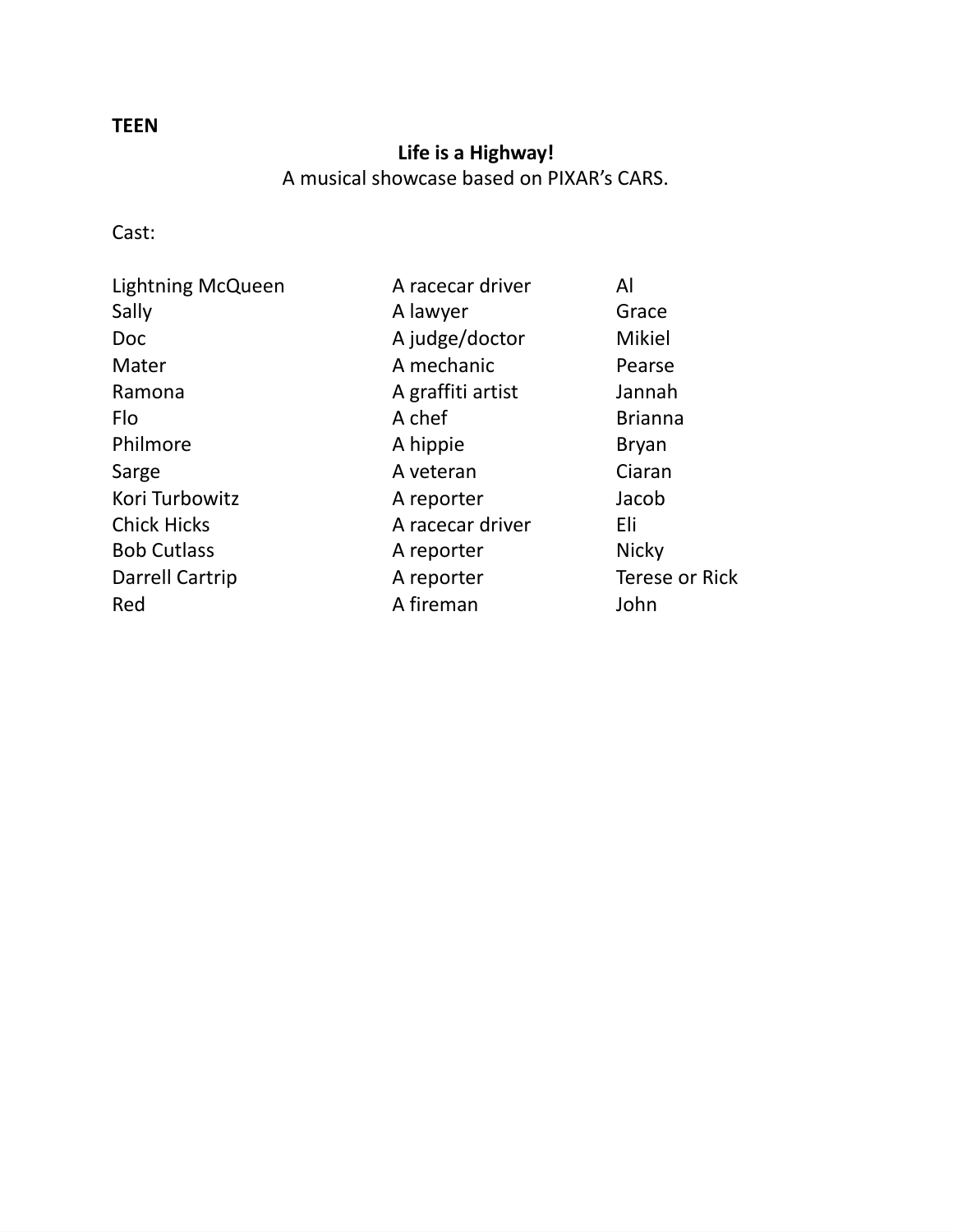**TEEN**

**Life is a Highway!**

A musical showcase based on PIXAR's CARS.

Cast:

| | | |
|---|---|---|
| Lightning McQueen | A racecar driver | Al |
| Sally | A lawyer | Grace |
| Doc | A judge/doctor | Mikiel |
| Mater | A mechanic | Pearse |
| Ramona | A graffiti artist | Jannah |
| Flo | A chef | Brianna |
| Philmore | A hippie | Bryan |
| Sarge | A veteran | Ciaran |
| Kori Turbowitz | A reporter | Jacob |
| Chick Hicks | A racecar driver | Eli |
| Bob Cutlass | A reporter | Nicky |
| Darrell Cartrip | A reporter | Terese or Rick |
| Red | A fireman | John |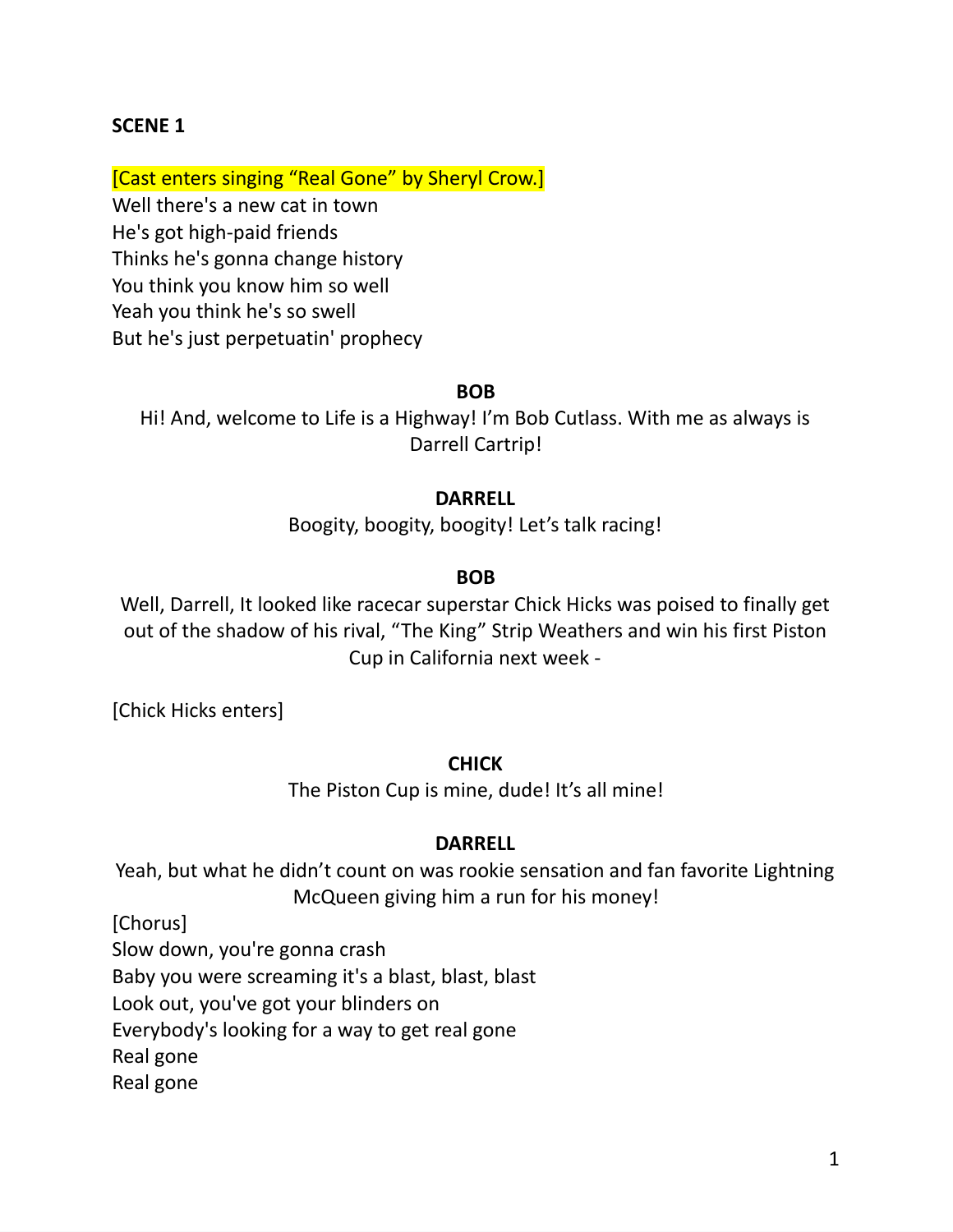**SCENE 1**

[Cast enters singing "Real Gone" by Sheryl Crow.]
Well there's a new cat in town
He's got high-paid friends
Thinks he's gonna change history
You think you know him so well
Yeah you think he's so swell
But he's just perpetuatin' prophecy

**BOB**

Hi! And, welcome to Life is a Highway! I'm Bob Cutlass. With me as always is Darrell Cartrip!

**DARRELL**

Boogity, boogity, boogity! Let's talk racing!

**BOB**

Well, Darrell, It looked like racecar superstar Chick Hicks was poised to finally get out of the shadow of his rival, "The King" Strip Weathers and win his first Piston Cup in California next week -

[Chick Hicks enters]

**CHICK**

The Piston Cup is mine, dude! It's all mine!

**DARRELL**

Yeah, but what he didn't count on was rookie sensation and fan favorite Lightning McQueen giving him a run for his money!

[Chorus]
Slow down, you're gonna crash
Baby you were screaming it's a blast, blast, blast
Look out, you've got your blinders on
Everybody's looking for a way to get real gone
Real gone
Real gone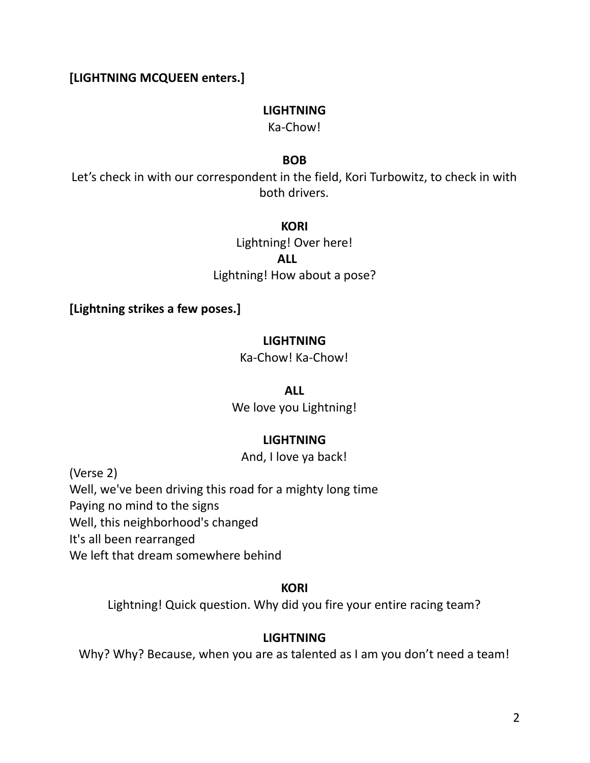**[LIGHTNING MCQUEEN enters.]**

**LIGHTNING**

Ka-Chow!

**BOB**

Let's check in with our correspondent in the field, Kori Turbowitz, to check in with both drivers.

**KORI**

Lightning! Over here!

**ALL**

Lightning! How about a pose?

**[Lightning strikes a few poses.]**

**LIGHTNING**

Ka-Chow! Ka-Chow!

**ALL**

We love you Lightning!

**LIGHTNING**

And, I love ya back!

(Verse 2)
Well, we've been driving this road for a mighty long time
Paying no mind to the signs
Well, this neighborhood's changed
It's all been rearranged
We left that dream somewhere behind

**KORI**

Lightning! Quick question. Why did you fire your entire racing team?

**LIGHTNING**

Why? Why? Because, when you are as talented as I am you don't need a team!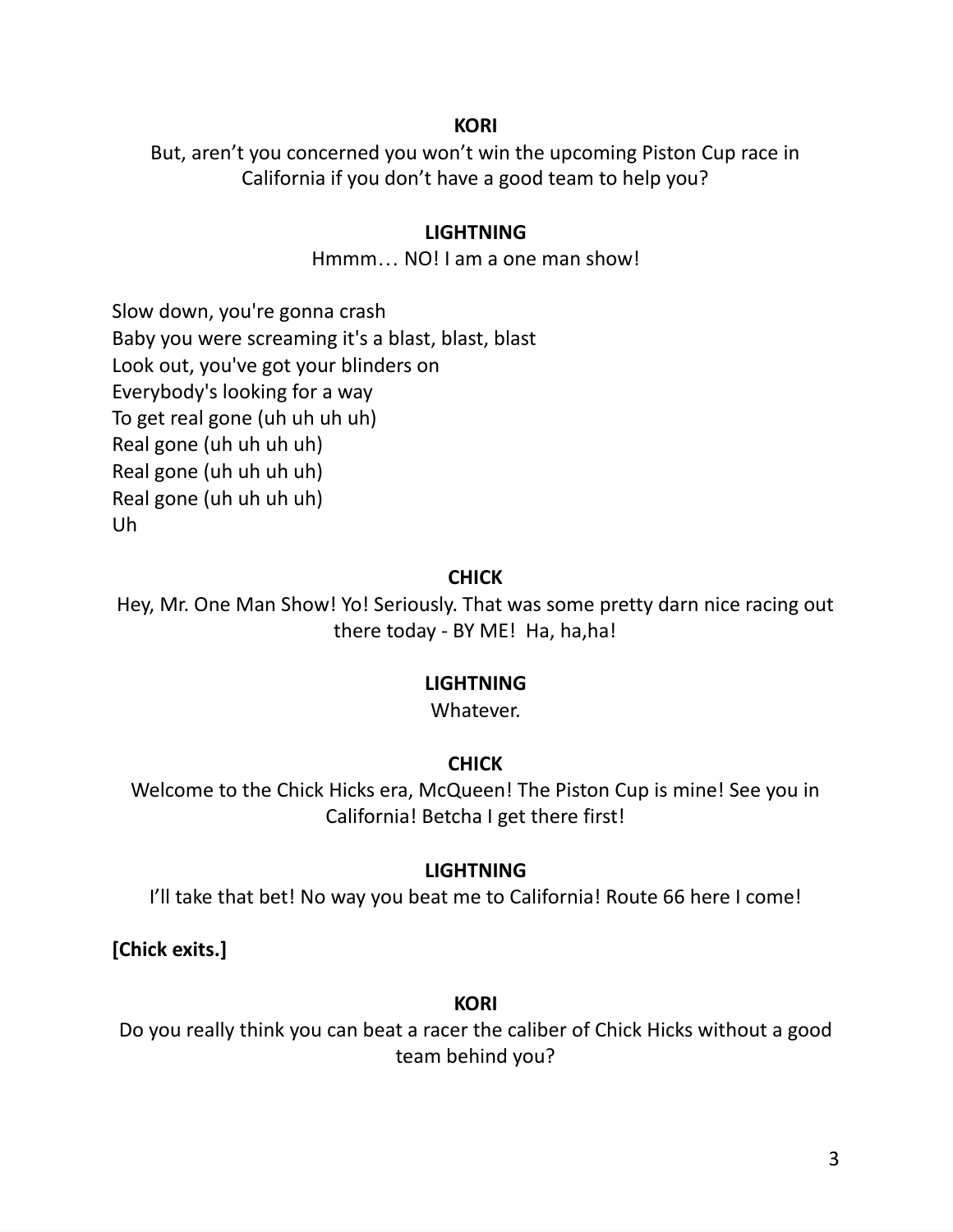**KORI**

But, aren't you concerned you won't win the upcoming Piston Cup race in California if you don't have a good team to help you?

**LIGHTNING**

Hmmm… NO! I am a one man show!

Slow down, you're gonna crash
Baby you were screaming it's a blast, blast, blast
Look out, you've got your blinders on
Everybody's looking for a way
To get real gone (uh uh uh uh)
Real gone (uh uh uh uh)
Real gone (uh uh uh uh)
Real gone (uh uh uh uh)
Uh

**CHICK**

Hey, Mr. One Man Show! Yo! Seriously. That was some pretty darn nice racing out there today - BY ME! Ha, ha,ha!

**LIGHTNING**

Whatever.

**CHICK**

Welcome to the Chick Hicks era, McQueen! The Piston Cup is mine! See you in California! Betcha I get there first!

**LIGHTNING**

I'll take that bet! No way you beat me to California! Route 66 here I come!

**[Chick exits.]**

**KORI**

Do you really think you can beat a racer the caliber of Chick Hicks without a good team behind you?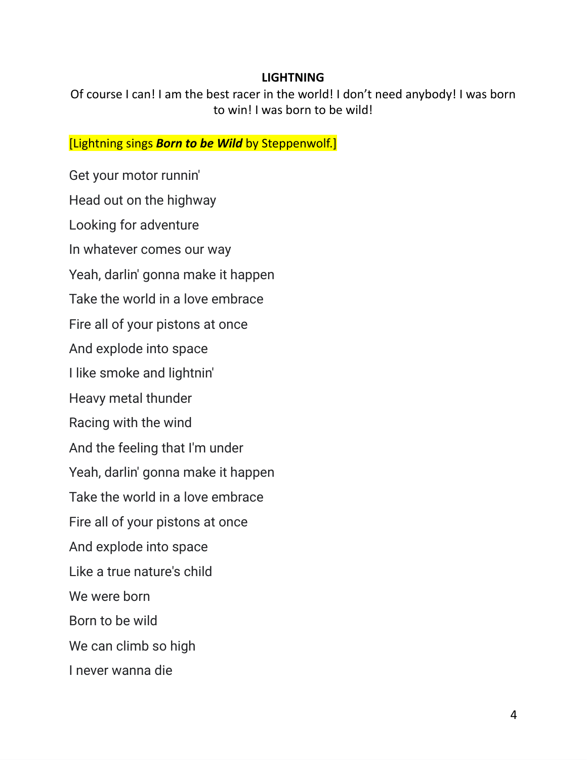**LIGHTNING**

Of course I can! I am the best racer in the world! I don't need anybody! I was born to win! I was born to be wild!

[Lightning sings ***Born to be Wild*** by Steppenwolf.]

Get your motor runnin'

Head out on the highway

Looking for adventure

In whatever comes our way

Yeah, darlin' gonna make it happen

Take the world in a love embrace

Fire all of your pistons at once

And explode into space

I like smoke and lightnin'

Heavy metal thunder

Racing with the wind

And the feeling that I'm under

Yeah, darlin' gonna make it happen

Take the world in a love embrace

Fire all of your pistons at once

And explode into space

Like a true nature's child

We were born

Born to be wild

We can climb so high

I never wanna die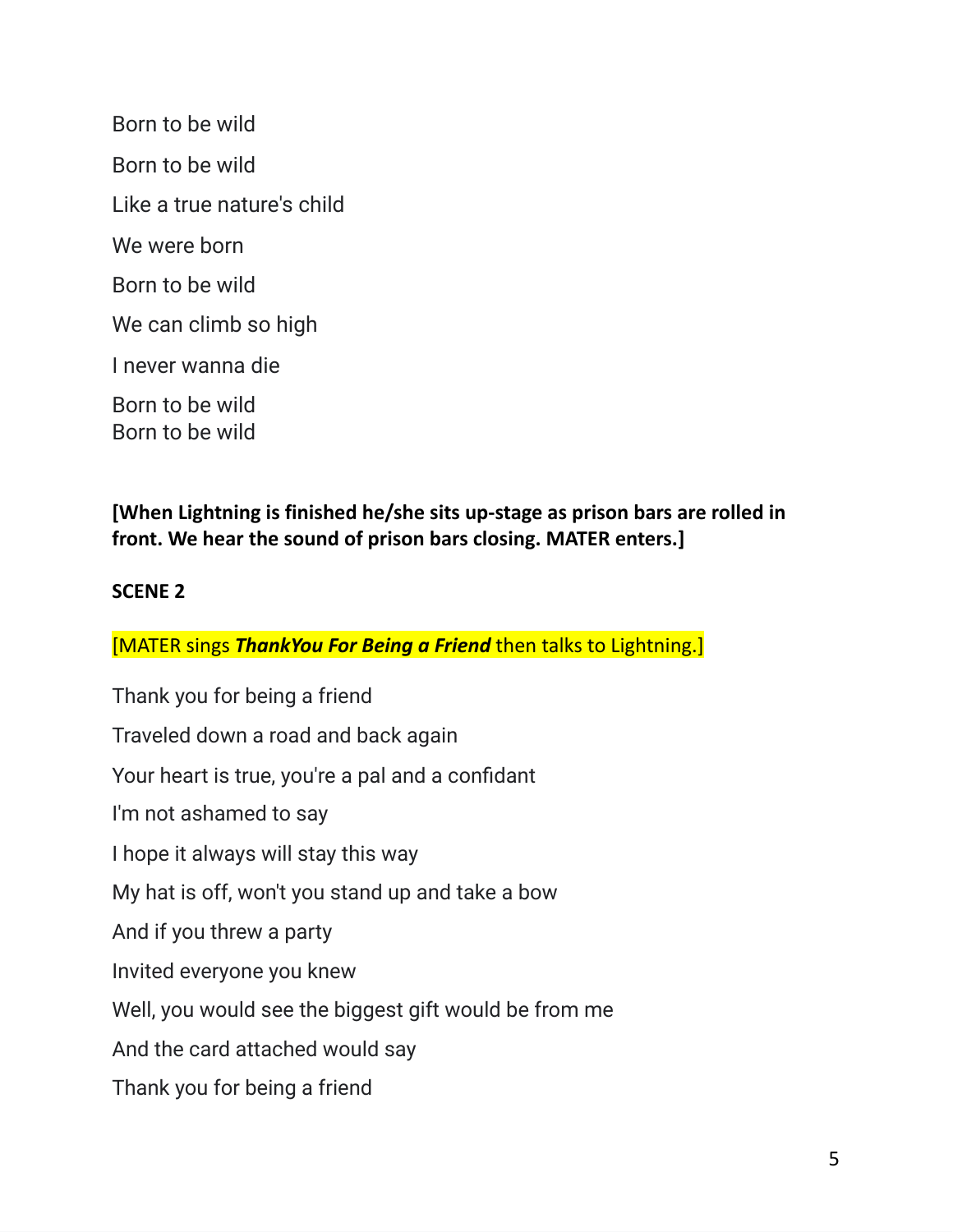Born to be wild

Born to be wild

Like a true nature's child

We were born

Born to be wild

We can climb so high

I never wanna die

Born to be wild
Born to be wild

**[When Lightning is finished he/she sits up-stage as prison bars are rolled in front. We hear the sound of prison bars closing. MATER enters.]**

**SCENE 2**

[MATER sings ***ThankYou For Being a Friend*** then talks to Lightning.]

Thank you for being a friend

Traveled down a road and back again

Your heart is true, you're a pal and a confidant

I'm not ashamed to say

I hope it always will stay this way

My hat is off, won't you stand up and take a bow

And if you threw a party

Invited everyone you knew

Well, you would see the biggest gift would be from me

And the card attached would say

Thank you for being a friend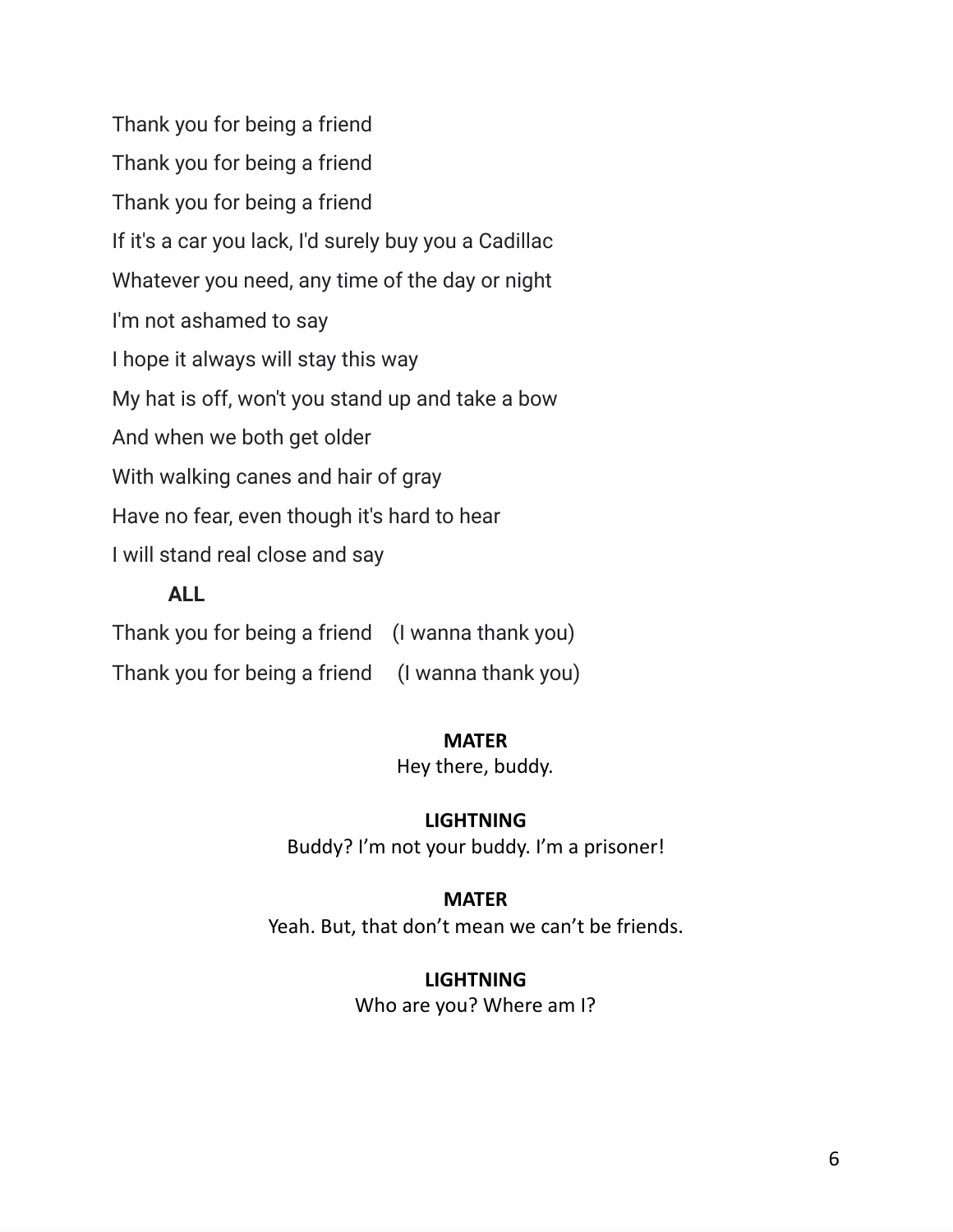Thank you for being a friend

Thank you for being a friend

Thank you for being a friend

If it's a car you lack, I'd surely buy you a Cadillac

Whatever you need, any time of the day or night

I'm not ashamed to say

I hope it always will stay this way

My hat is off, won't you stand up and take a bow

And when we both get older

With walking canes and hair of gray

Have no fear, even though it's hard to hear

I will stand real close and say

**ALL**

Thank you for being a friend (I wanna thank you)

Thank you for being a friend (I wanna thank you)

**MATER**

Hey there, buddy.

**LIGHTNING**

Buddy? I'm not your buddy. I'm a prisoner!

**MATER**

Yeah. But, that don't mean we can't be friends.

**LIGHTNING**

Who are you? Where am I?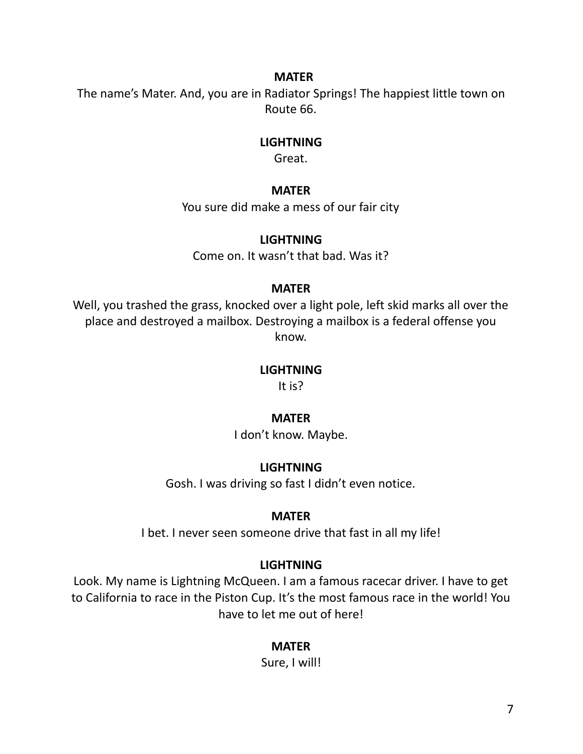**MATER**

The name's Mater. And, you are in Radiator Springs! The happiest little town on Route 66.

**LIGHTNING**

Great.

**MATER**

You sure did make a mess of our fair city

**LIGHTNING**

Come on. It wasn't that bad. Was it?

**MATER**

Well, you trashed the grass, knocked over a light pole, left skid marks all over the place and destroyed a mailbox. Destroying a mailbox is a federal offense you know.

**LIGHTNING**

It is?

**MATER**

I don't know. Maybe.

**LIGHTNING**

Gosh. I was driving so fast I didn't even notice.

**MATER**

I bet. I never seen someone drive that fast in all my life!

**LIGHTNING**

Look. My name is Lightning McQueen. I am a famous racecar driver. I have to get to California to race in the Piston Cup. It's the most famous race in the world! You have to let me out of here!

**MATER**

Sure, I will!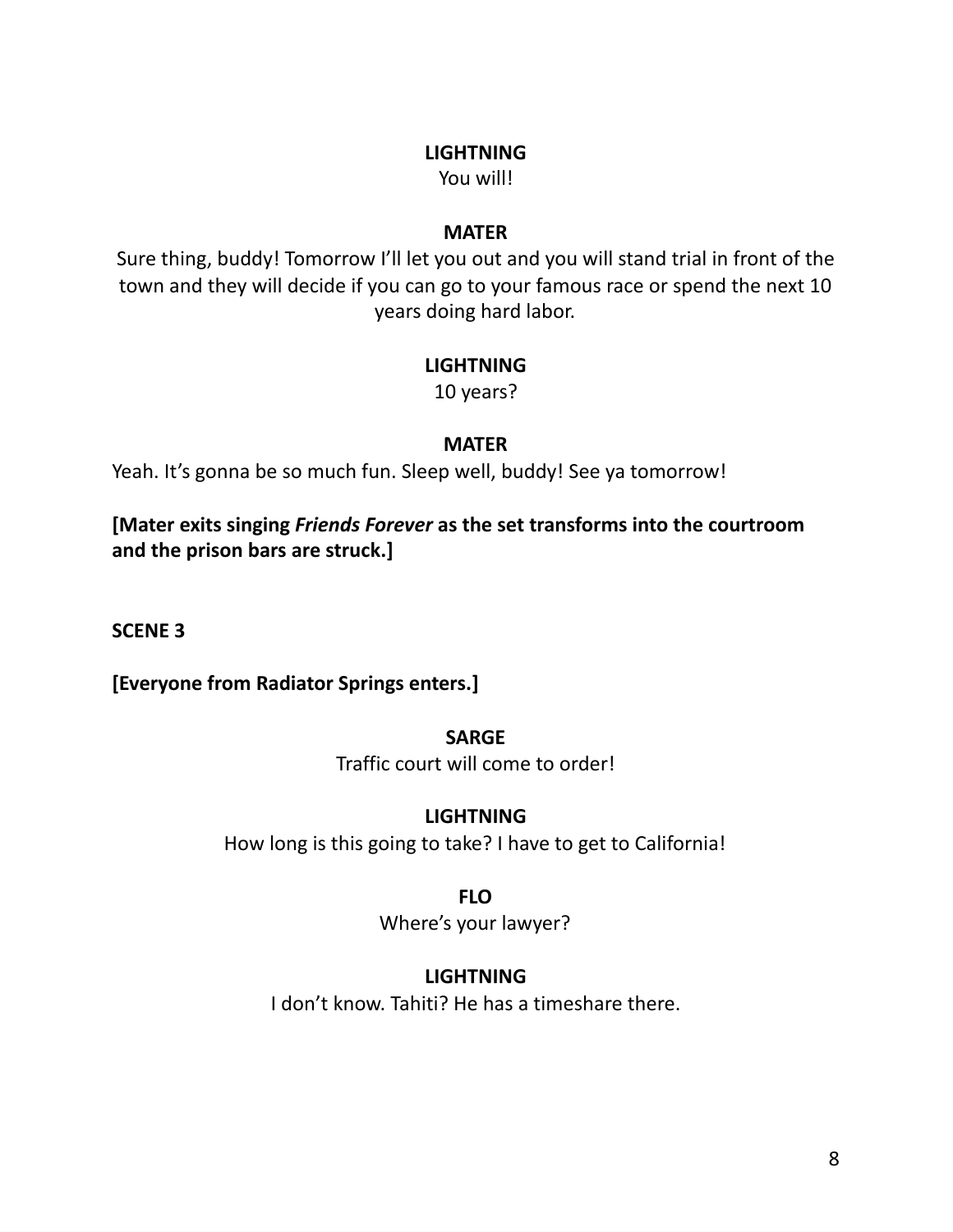**LIGHTNING**
You will!

**MATER**
Sure thing, buddy! Tomorrow I'll let you out and you will stand trial in front of the town and they will decide if you can go to your famous race or spend the next 10 years doing hard labor.

**LIGHTNING**
10 years?

**MATER**
Yeah. It's gonna be so much fun. Sleep well, buddy! See ya tomorrow!

**[Mater exits singing *Friends Forever* as the set transforms into the courtroom and the prison bars are struck.]**

**SCENE 3**

**[Everyone from Radiator Springs enters.]**

**SARGE**
Traffic court will come to order!

**LIGHTNING**
How long is this going to take? I have to get to California!

**FLO**
Where's your lawyer?

**LIGHTNING**
I don't know. Tahiti? He has a timeshare there.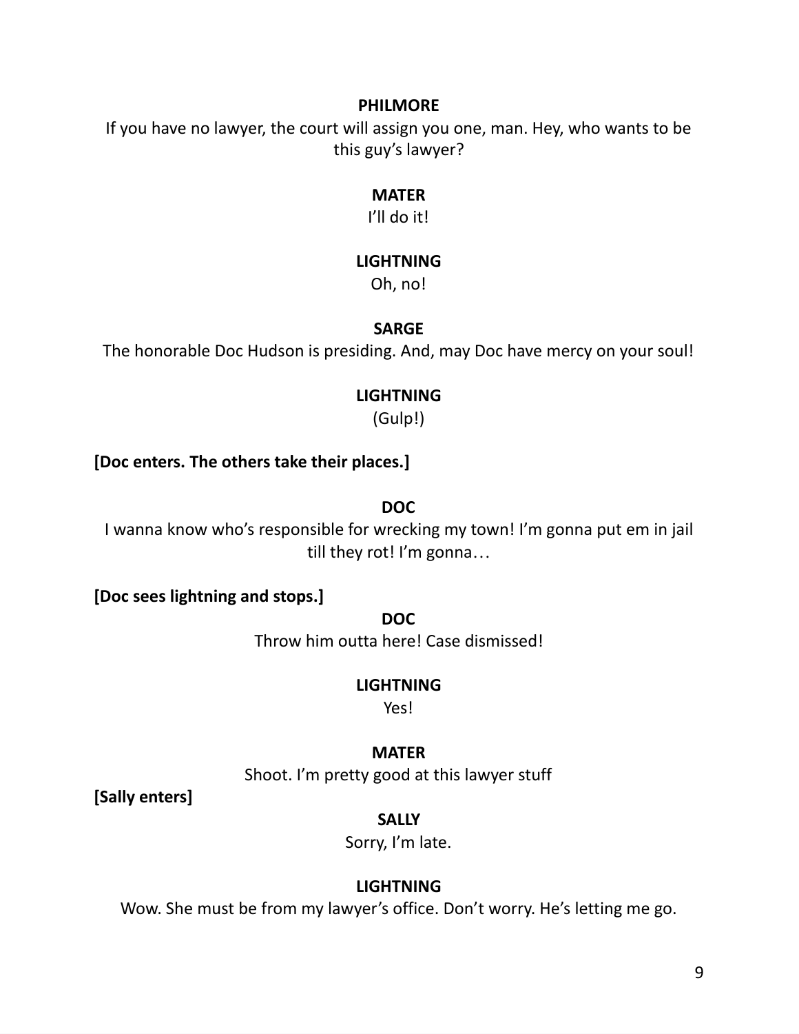**PHILMORE**

If you have no lawyer, the court will assign you one, man. Hey, who wants to be this guy's lawyer?

**MATER**

I'll do it!

**LIGHTNING**

Oh, no!

**SARGE**

The honorable Doc Hudson is presiding. And, may Doc have mercy on your soul!

**LIGHTNING**

(Gulp!)

**[Doc enters. The others take their places.]**

**DOC**

I wanna know who's responsible for wrecking my town! I'm gonna put em in jail till they rot! I'm gonna…

**[Doc sees lightning and stops.]**

**DOC**

Throw him outta here! Case dismissed!

**LIGHTNING**

Yes!

**MATER**

Shoot. I'm pretty good at this lawyer stuff

**[Sally enters]**

**SALLY**

Sorry, I'm late.

**LIGHTNING**

Wow. She must be from my lawyer's office. Don't worry. He's letting me go.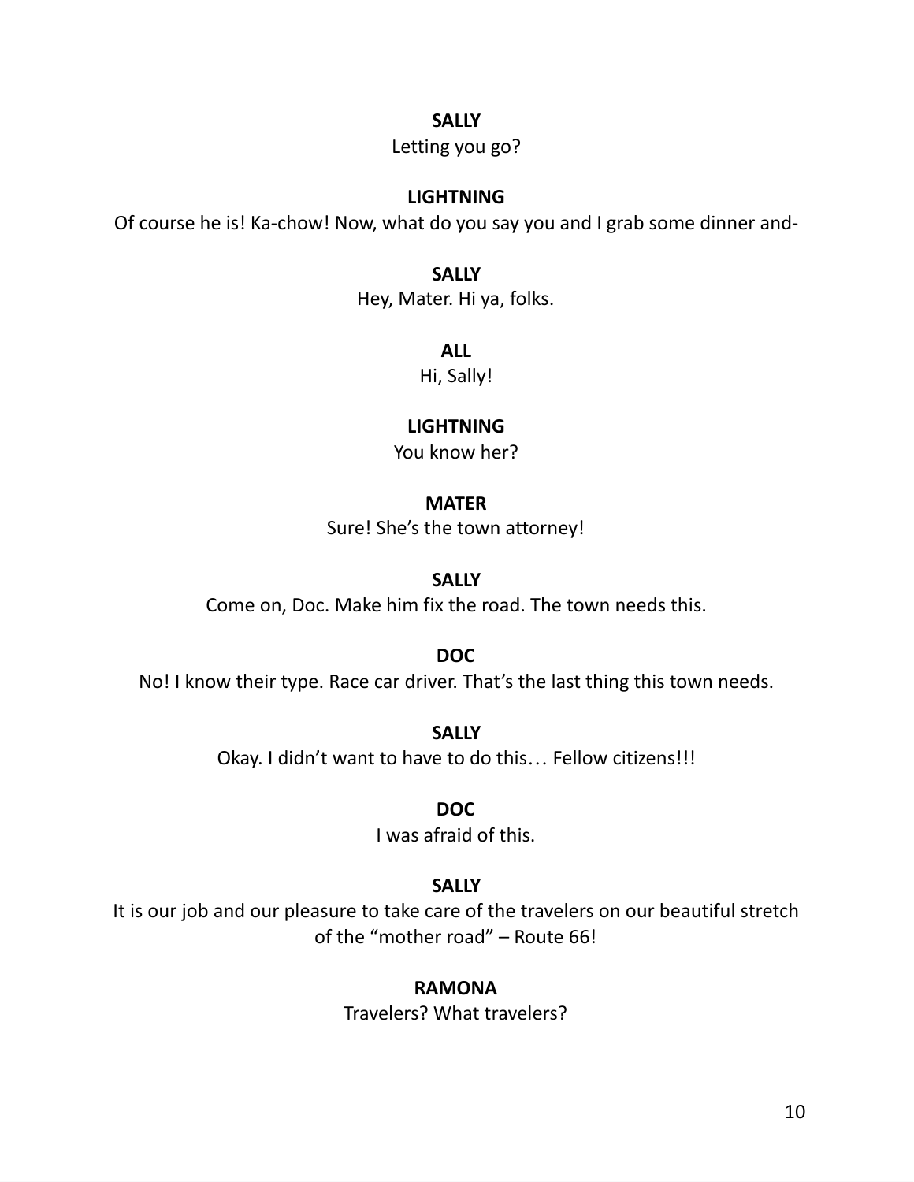**SALLY**

Letting you go?

**LIGHTNING**

Of course he is! Ka-chow! Now, what do you say you and I grab some dinner and-

**SALLY**

Hey, Mater. Hi ya, folks.

**ALL**

Hi, Sally!

**LIGHTNING**

You know her?

**MATER**

Sure! She's the town attorney!

**SALLY**

Come on, Doc. Make him fix the road. The town needs this.

**DOC**

No! I know their type. Race car driver. That's the last thing this town needs.

**SALLY**

Okay. I didn't want to have to do this… Fellow citizens!!!

**DOC**

I was afraid of this.

**SALLY**

It is our job and our pleasure to take care of the travelers on our beautiful stretch of the "mother road" – Route 66!

**RAMONA**

Travelers? What travelers?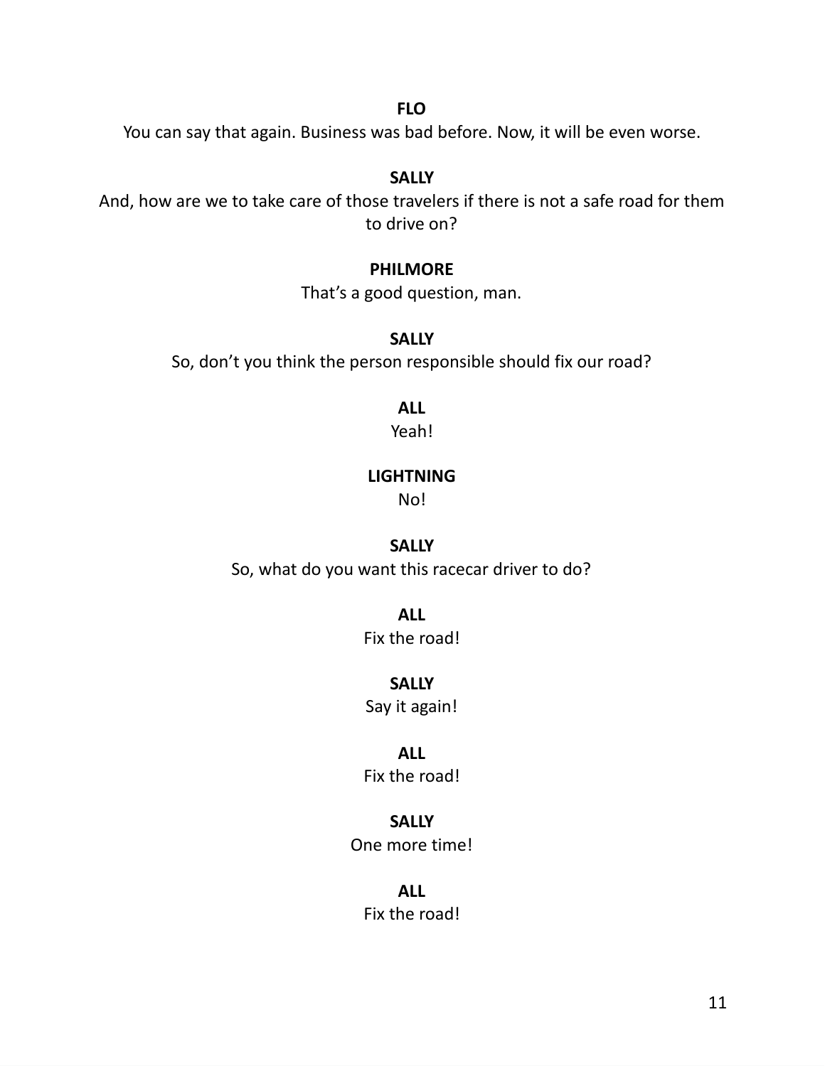**FLO**

You can say that again. Business was bad before. Now, it will be even worse.

**SALLY**

And, how are we to take care of those travelers if there is not a safe road for them to drive on?

**PHILMORE**

That's a good question, man.

**SALLY**

So, don't you think the person responsible should fix our road?

**ALL**

Yeah!

**LIGHTNING**

No!

**SALLY**

So, what do you want this racecar driver to do?

**ALL**

Fix the road!

**SALLY**

Say it again!

**ALL**

Fix the road!

**SALLY**

One more time!

**ALL**

Fix the road!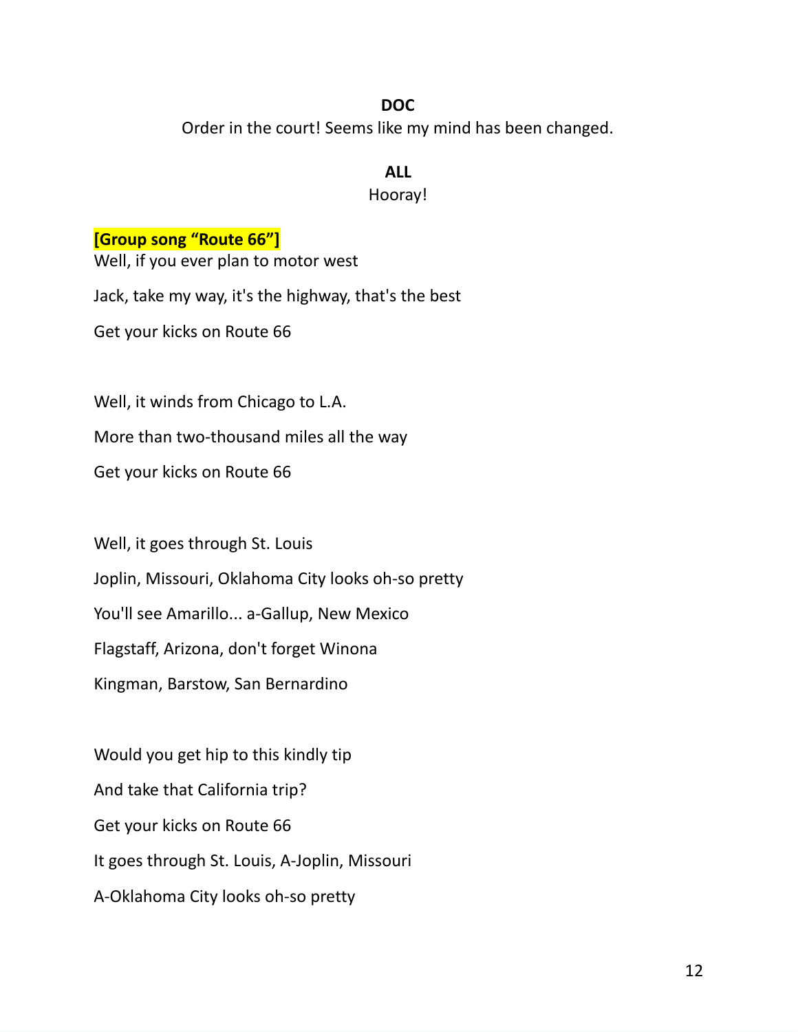**DOC**

Order in the court! Seems like my mind has been changed.

**ALL**

Hooray!

**[Group song "Route 66"]**

Well, if you ever plan to motor west

Jack, take my way, it's the highway, that's the best

Get your kicks on Route 66

Well, it winds from Chicago to L.A.

More than two-thousand miles all the way

Get your kicks on Route 66

Well, it goes through St. Louis

Joplin, Missouri, Oklahoma City looks oh-so pretty

You'll see Amarillo... a-Gallup, New Mexico

Flagstaff, Arizona, don't forget Winona

Kingman, Barstow, San Bernardino

Would you get hip to this kindly tip

And take that California trip?

Get your kicks on Route 66

It goes through St. Louis, A-Joplin, Missouri

A-Oklahoma City looks oh-so pretty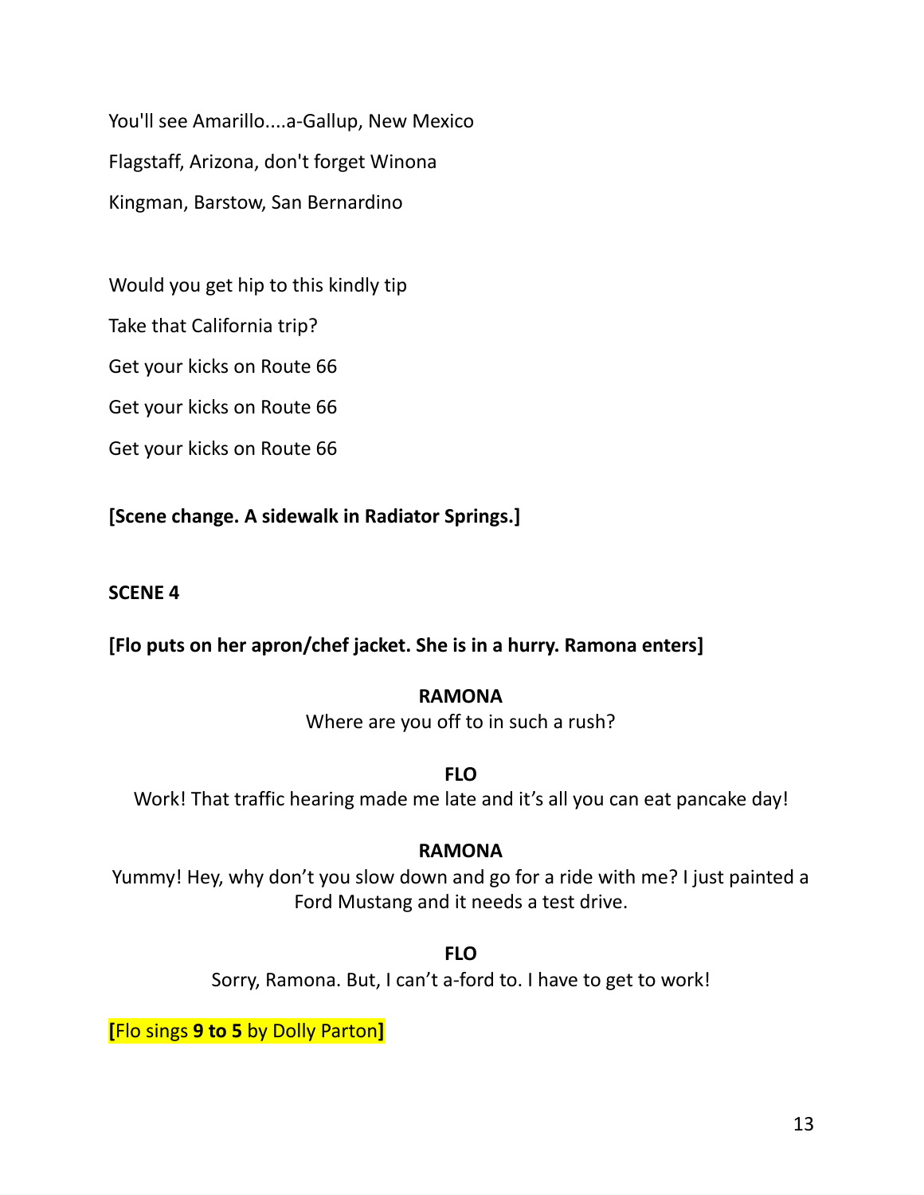You'll see Amarillo....a-Gallup, New Mexico

Flagstaff, Arizona, don't forget Winona

Kingman, Barstow, San Bernardino

Would you get hip to this kindly tip

Take that California trip?

Get your kicks on Route 66

Get your kicks on Route 66

Get your kicks on Route 66

**[Scene change. A sidewalk in Radiator Springs.]**

**SCENE 4**

**[Flo puts on her apron/chef jacket. She is in a hurry. Ramona enters]**

**RAMONA**

Where are you off to in such a rush?

**FLO**

Work! That traffic hearing made me late and it's all you can eat pancake day!

**RAMONA**

Yummy! Hey, why don't you slow down and go for a ride with me? I just painted a Ford Mustang and it needs a test drive.

**FLO**

Sorry, Ramona. But, I can't a-ford to. I have to get to work!

**[**Flo sings **9 to 5** by Dolly Parton**]**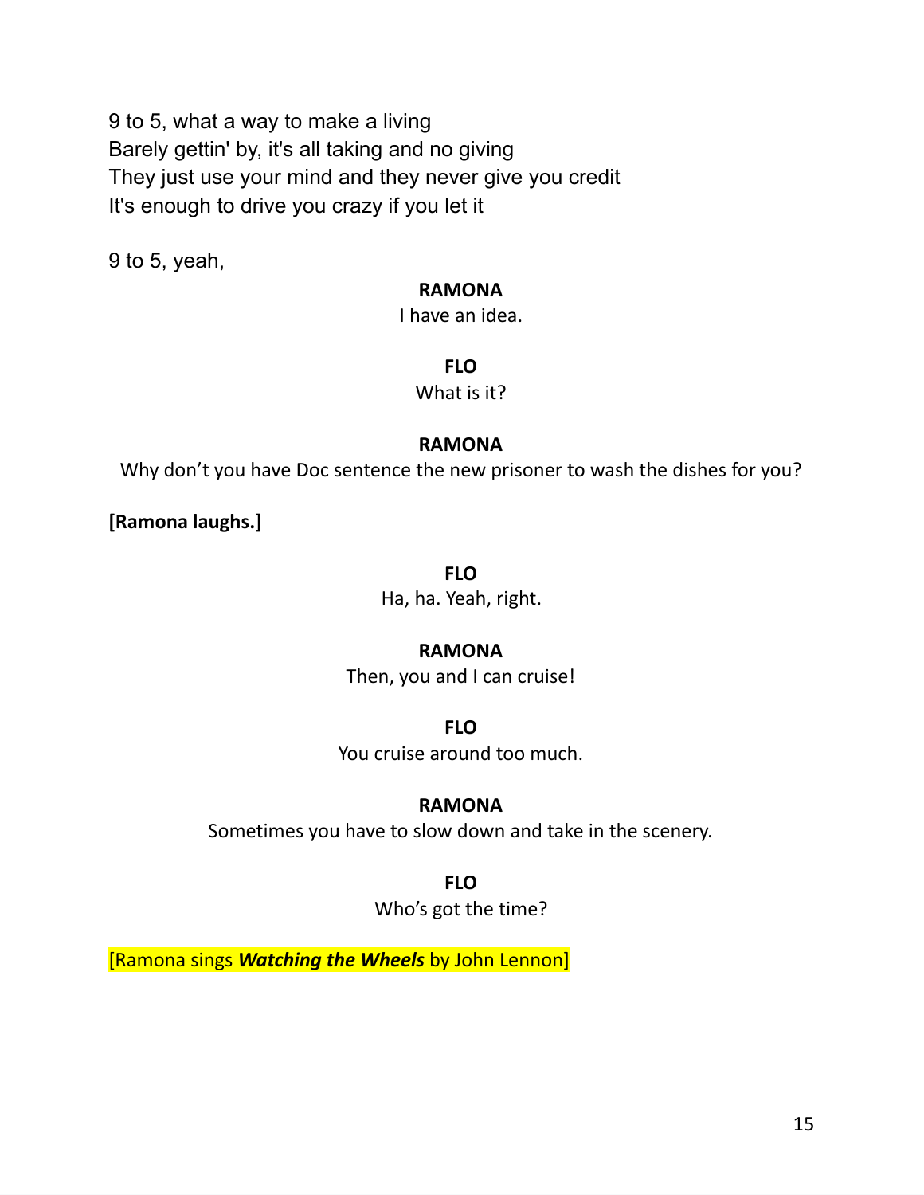9 to 5, what a way to make a living
Barely gettin' by, it's all taking and no giving
They just use your mind and they never give you credit
It's enough to drive you crazy if you let it

9 to 5, yeah,

**RAMONA**
I have an idea.

**FLO**
What is it?

**RAMONA**
Why don't you have Doc sentence the new prisoner to wash the dishes for you?

**[Ramona laughs.]**

**FLO**
Ha, ha. Yeah, right.

**RAMONA**
Then, you and I can cruise!

**FLO**
You cruise around too much.

**RAMONA**
Sometimes you have to slow down and take in the scenery.

**FLO**
Who's got the time?

[Ramona sings ***Watching the Wheels*** by John Lennon]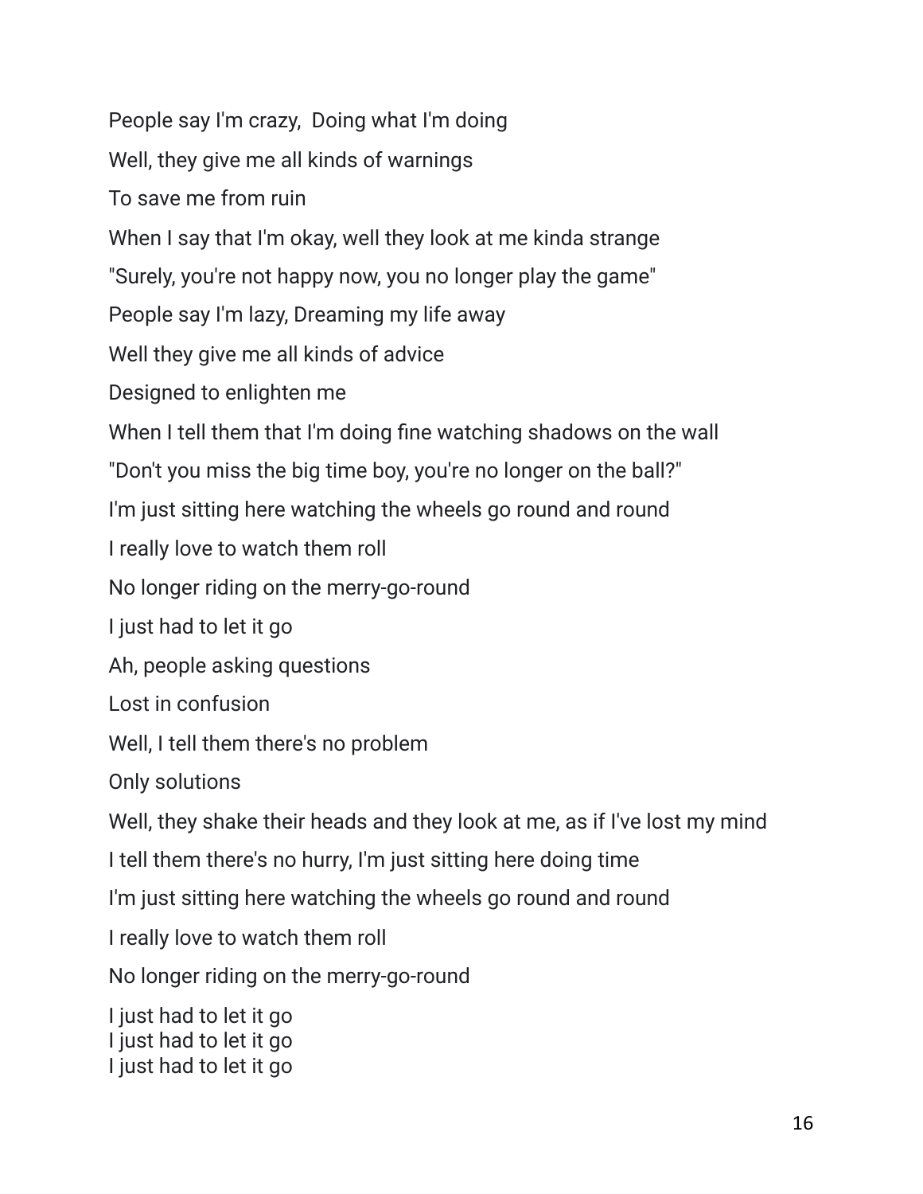People say I'm crazy,  Doing what I'm doing

Well, they give me all kinds of warnings

To save me from ruin

When I say that I'm okay, well they look at me kinda strange

"Surely, you're not happy now, you no longer play the game"

People say I'm lazy, Dreaming my life away

Well they give me all kinds of advice

Designed to enlighten me

When I tell them that I'm doing fine watching shadows on the wall

"Don't you miss the big time boy, you're no longer on the ball?"

I'm just sitting here watching the wheels go round and round

I really love to watch them roll

No longer riding on the merry-go-round

I just had to let it go

Ah, people asking questions

Lost in confusion

Well, I tell them there's no problem

Only solutions

Well, they shake their heads and they look at me, as if I've lost my mind

I tell them there's no hurry, I'm just sitting here doing time

I'm just sitting here watching the wheels go round and round

I really love to watch them roll

No longer riding on the merry-go-round

I just had to let it go  
I just had to let it go  
I just had to let it go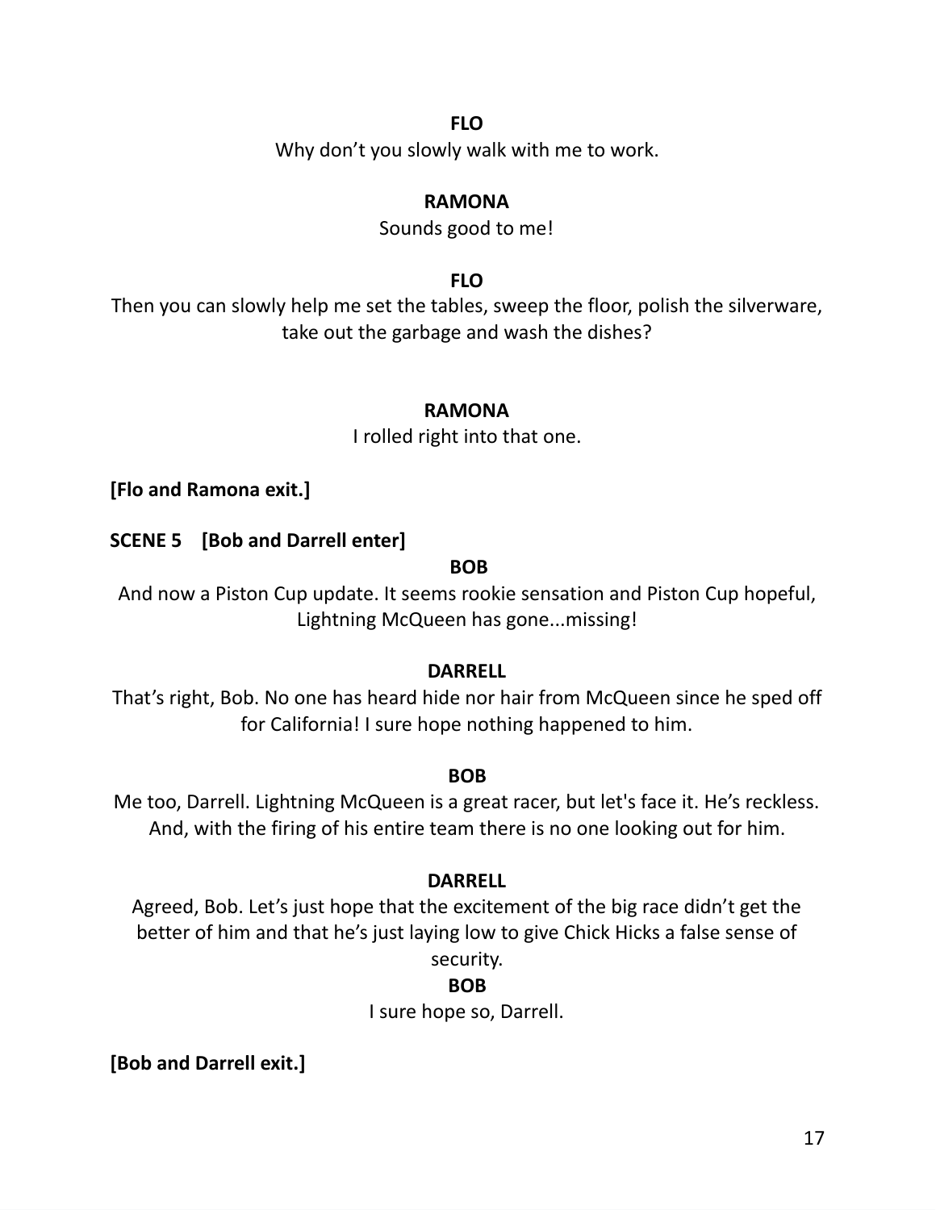**FLO**

Why don't you slowly walk with me to work.

**RAMONA**

Sounds good to me!

**FLO**

Then you can slowly help me set the tables, sweep the floor, polish the silverware, take out the garbage and wash the dishes?

**RAMONA**

I rolled right into that one.

**[Flo and Ramona exit.]**

**SCENE 5 [Bob and Darrell enter]**

**BOB**

And now a Piston Cup update. It seems rookie sensation and Piston Cup hopeful, Lightning McQueen has gone...missing!

**DARRELL**

That's right, Bob. No one has heard hide nor hair from McQueen since he sped off for California! I sure hope nothing happened to him.

**BOB**

Me too, Darrell. Lightning McQueen is a great racer, but let's face it. He's reckless. And, with the firing of his entire team there is no one looking out for him.

**DARRELL**

Agreed, Bob. Let's just hope that the excitement of the big race didn't get the better of him and that he's just laying low to give Chick Hicks a false sense of security.

**BOB**

I sure hope so, Darrell.

**[Bob and Darrell exit.]**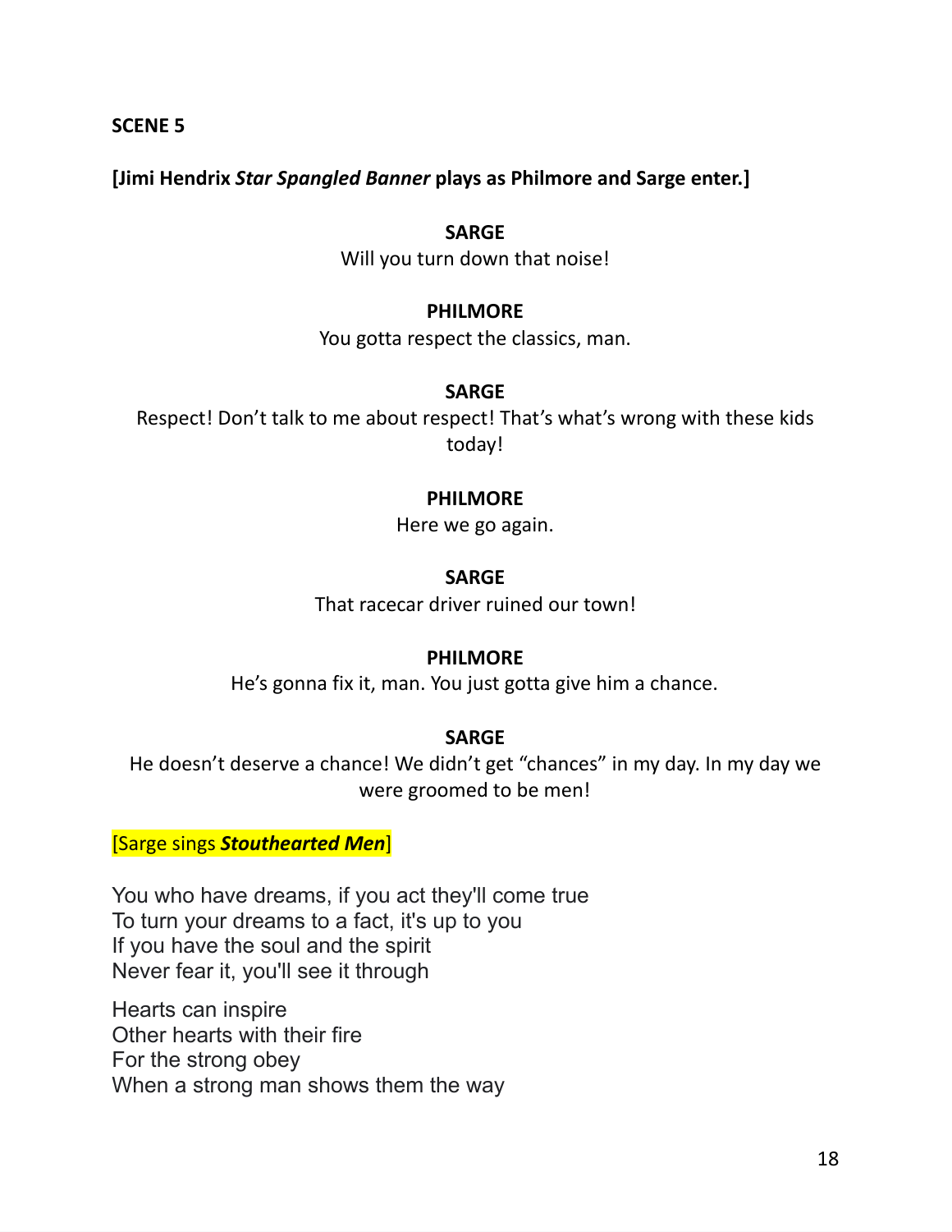**SCENE 5**

**[Jimi Hendrix *Star Spangled Banner* plays as Philmore and Sarge enter.]**

**SARGE**
Will you turn down that noise!

**PHILMORE**
You gotta respect the classics, man.

**SARGE**
Respect! Don't talk to me about respect! That's what's wrong with these kids today!

**PHILMORE**
Here we go again.

**SARGE**
That racecar driver ruined our town!

**PHILMORE**
He's gonna fix it, man. You just gotta give him a chance.

**SARGE**
He doesn't deserve a chance! We didn't get "chances" in my day. In my day we were groomed to be men!

[Sarge sings ***Stouthearted Men***]

You who have dreams, if you act they'll come true
To turn your dreams to a fact, it's up to you
If you have the soul and the spirit
Never fear it, you'll see it through

Hearts can inspire
Other hearts with their fire
For the strong obey
When a strong man shows them the way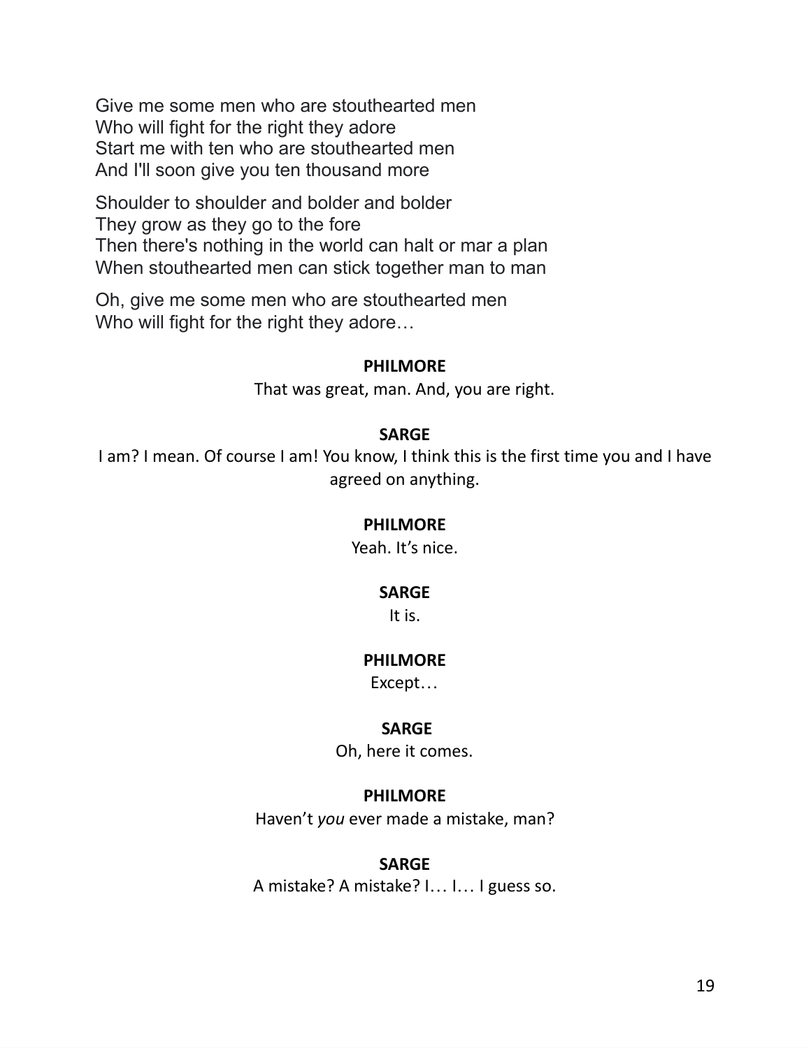Give me some men who are stouthearted men
Who will fight for the right they adore
Start me with ten who are stouthearted men
And I'll soon give you ten thousand more

Shoulder to shoulder and bolder and bolder
They grow as they go to the fore
Then there's nothing in the world can halt or mar a plan
When stouthearted men can stick together man to man

Oh, give me some men who are stouthearted men
Who will fight for the right they adore…

**PHILMORE**

That was great, man. And, you are right.

**SARGE**

I am? I mean. Of course I am! You know, I think this is the first time you and I have agreed on anything.

**PHILMORE**

Yeah. It's nice.

**SARGE**

It is.

**PHILMORE**

Except…

**SARGE**

Oh, here it comes.

**PHILMORE**

Haven't *you* ever made a mistake, man?

**SARGE**

A mistake? A mistake? I… I… I guess so.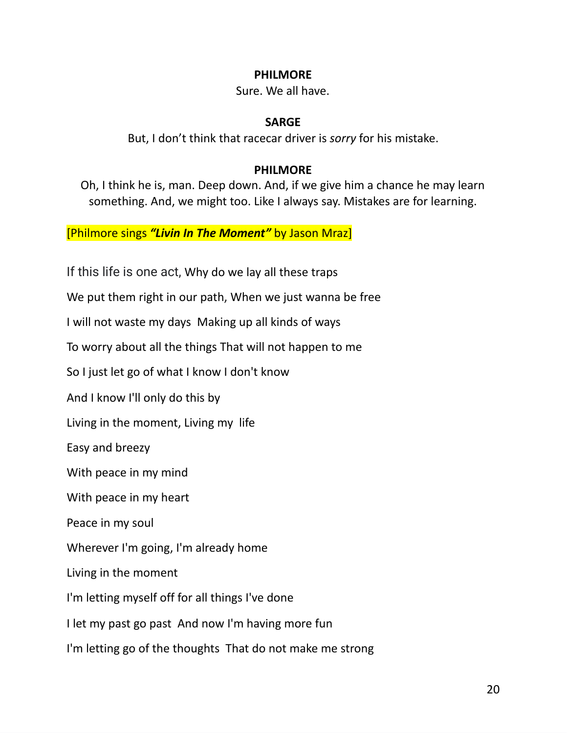**PHILMORE**

Sure. We all have.

**SARGE**

But, I don't think that racecar driver is *sorry* for his mistake.

**PHILMORE**

Oh, I think he is, man. Deep down. And, if we give him a chance he may learn something. And, we might too. Like I always say. Mistakes are for learning.

[Philmore sings ***"Livin In The Moment"*** by Jason Mraz]

If this life is one act, Why do we lay all these traps

We put them right in our path, When we just wanna be free

I will not waste my days Making up all kinds of ways

To worry about all the things That will not happen to me

So I just let go of what I know I don't know

And I know I'll only do this by

Living in the moment, Living my life

Easy and breezy

With peace in my mind

With peace in my heart

Peace in my soul

Wherever I'm going, I'm already home

Living in the moment

I'm letting myself off for all things I've done

I let my past go past And now I'm having more fun

I'm letting go of the thoughts That do not make me strong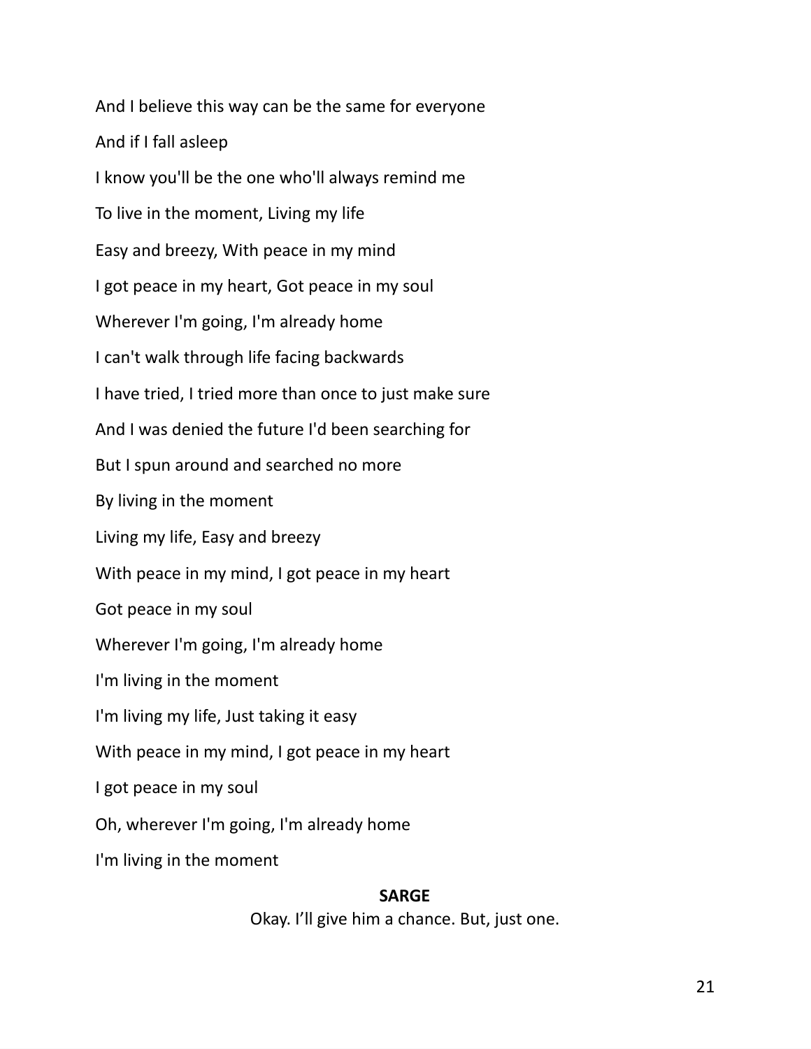And I believe this way can be the same for everyone

And if I fall asleep

I know you'll be the one who'll always remind me

To live in the moment, Living my life

Easy and breezy, With peace in my mind

I got peace in my heart, Got peace in my soul

Wherever I'm going, I'm already home

I can't walk through life facing backwards

I have tried, I tried more than once to just make sure

And I was denied the future I'd been searching for

But I spun around and searched no more

By living in the moment

Living my life, Easy and breezy

With peace in my mind, I got peace in my heart

Got peace in my soul

Wherever I'm going, I'm already home

I'm living in the moment

I'm living my life, Just taking it easy

With peace in my mind, I got peace in my heart

I got peace in my soul

Oh, wherever I'm going, I'm already home

I'm living in the moment

**SARGE**

Okay. I'll give him a chance. But, just one.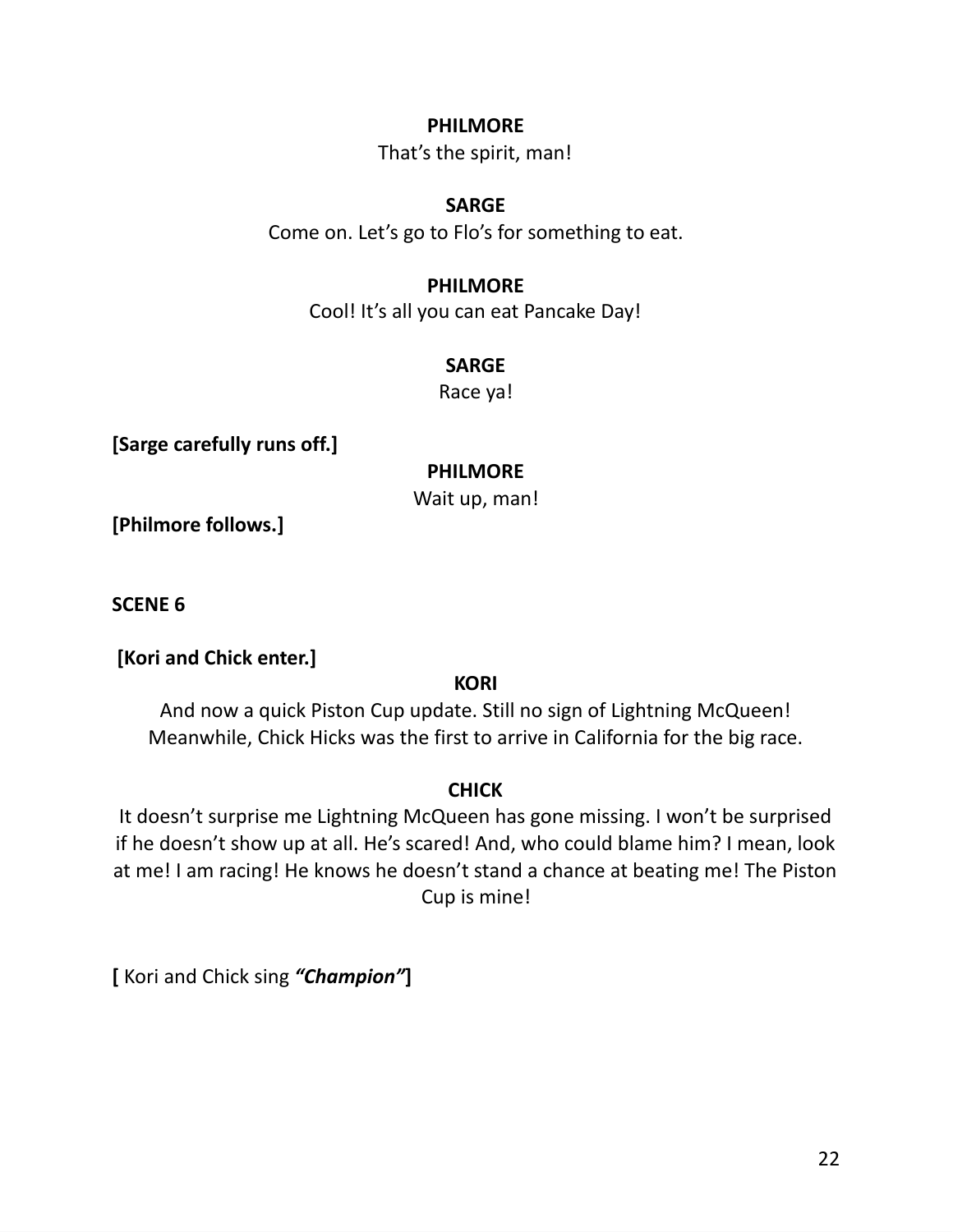**PHILMORE**

That's the spirit, man!

**SARGE**

Come on. Let's go to Flo's for something to eat.

**PHILMORE**

Cool! It's all you can eat Pancake Day!

**SARGE**

Race ya!

**[Sarge carefully runs off.]**

**PHILMORE**

Wait up, man!

**[Philmore follows.]**

**SCENE 6**

**[Kori and Chick enter.]**

**KORI**

And now a quick Piston Cup update. Still no sign of Lightning McQueen! Meanwhile, Chick Hicks was the first to arrive in California for the big race.

**CHICK**

It doesn't surprise me Lightning McQueen has gone missing. I won't be surprised if he doesn't show up at all. He's scared! And, who could blame him? I mean, look at me! I am racing! He knows he doesn't stand a chance at beating me! The Piston Cup is mine!

**[** Kori and Chick sing ***"Champion"*****]**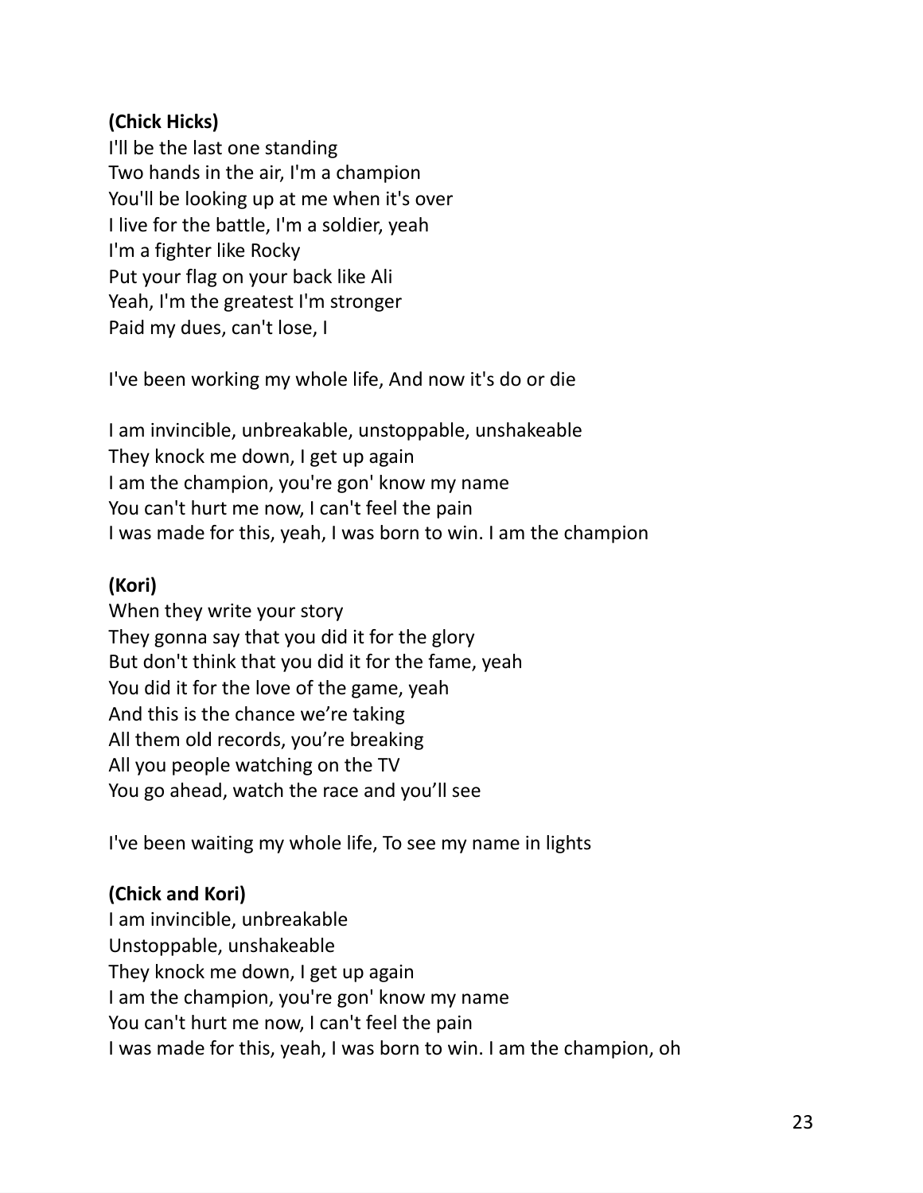**(Chick Hicks)**
I'll be the last one standing
Two hands in the air, I'm a champion
You'll be looking up at me when it's over
I live for the battle, I'm a soldier, yeah
I'm a fighter like Rocky
Put your flag on your back like Ali
Yeah, I'm the greatest I'm stronger
Paid my dues, can't lose, I

I've been working my whole life, And now it's do or die

I am invincible, unbreakable, unstoppable, unshakeable
They knock me down, I get up again
I am the champion, you're gon' know my name
You can't hurt me now, I can't feel the pain
I was made for this, yeah, I was born to win. I am the champion

**(Kori)**
When they write your story
They gonna say that you did it for the glory
But don't think that you did it for the fame, yeah
You did it for the love of the game, yeah
And this is the chance we're taking
All them old records, you're breaking
All you people watching on the TV
You go ahead, watch the race and you'll see

I've been waiting my whole life, To see my name in lights

**(Chick and Kori)**
I am invincible, unbreakable
Unstoppable, unshakeable
They knock me down, I get up again
I am the champion, you're gon' know my name
You can't hurt me now, I can't feel the pain
I was made for this, yeah, I was born to win. I am the champion, oh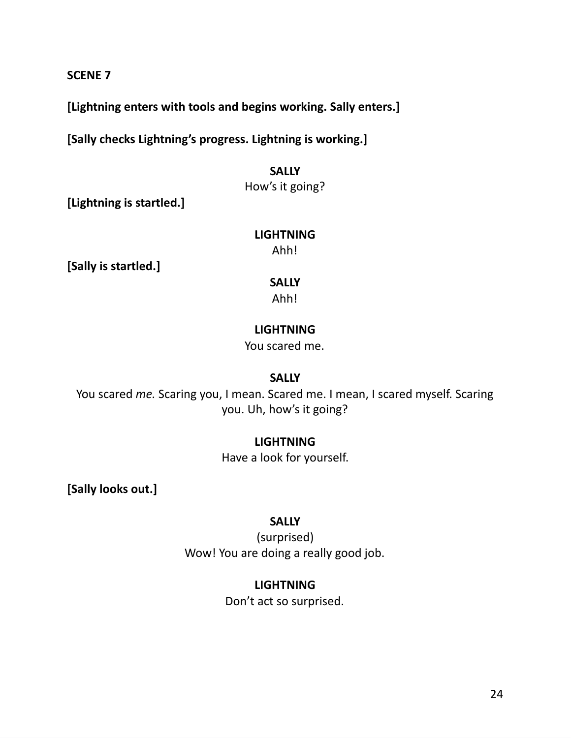**SCENE 7**

**[Lightning enters with tools and begins working. Sally enters.]**

**[Sally checks Lightning's progress. Lightning is working.]**

**SALLY**
How's it going?

**[Lightning is startled.]**

**LIGHTNING**
Ahh!

**[Sally is startled.]**

**SALLY**
Ahh!

**LIGHTNING**
You scared me.

**SALLY**
You scared *me.* Scaring you, I mean. Scared me. I mean, I scared myself. Scaring you. Uh, how's it going?

**LIGHTNING**
Have a look for yourself.

**[Sally looks out.]**

**SALLY**
(surprised)
Wow! You are doing a really good job.

**LIGHTNING**
Don't act so surprised.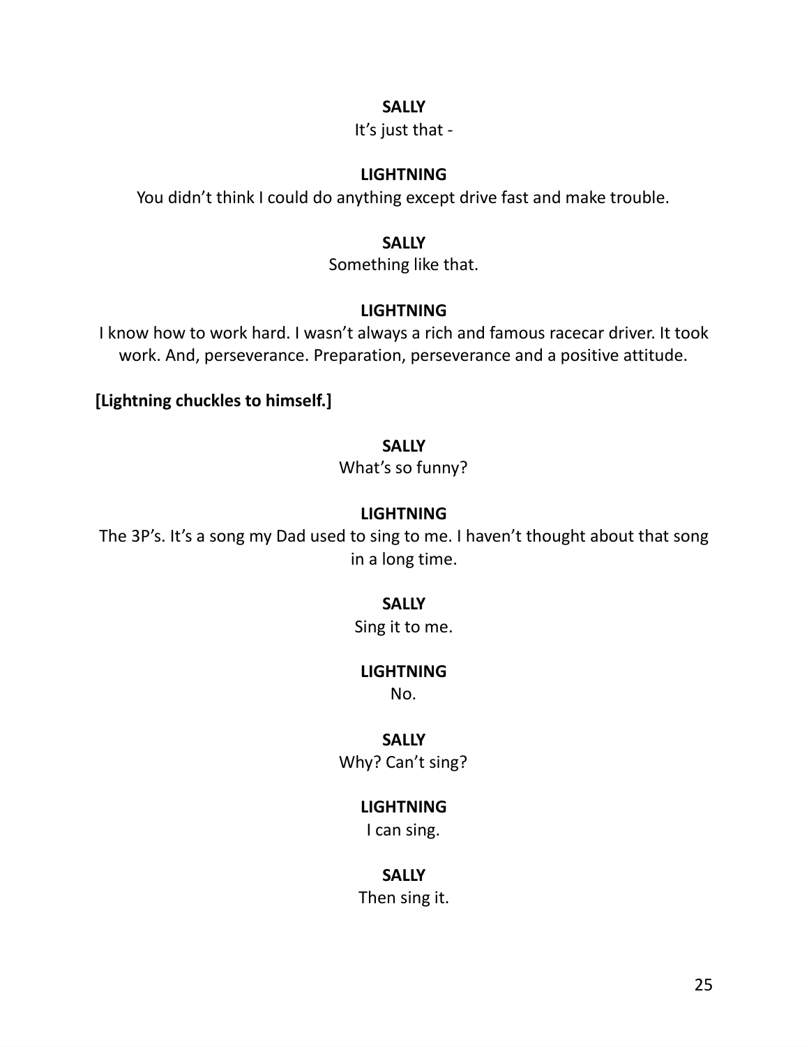**SALLY**

It's just that -

**LIGHTNING**

You didn't think I could do anything except drive fast and make trouble.

**SALLY**

Something like that.

**LIGHTNING**

I know how to work hard. I wasn't always a rich and famous racecar driver. It took work. And, perseverance. Preparation, perseverance and a positive attitude.

**[Lightning chuckles to himself.]**

**SALLY**

What's so funny?

**LIGHTNING**

The 3P's. It's a song my Dad used to sing to me. I haven't thought about that song in a long time.

**SALLY**

Sing it to me.

**LIGHTNING**

No.

**SALLY**

Why? Can't sing?

**LIGHTNING**

I can sing.

**SALLY**

Then sing it.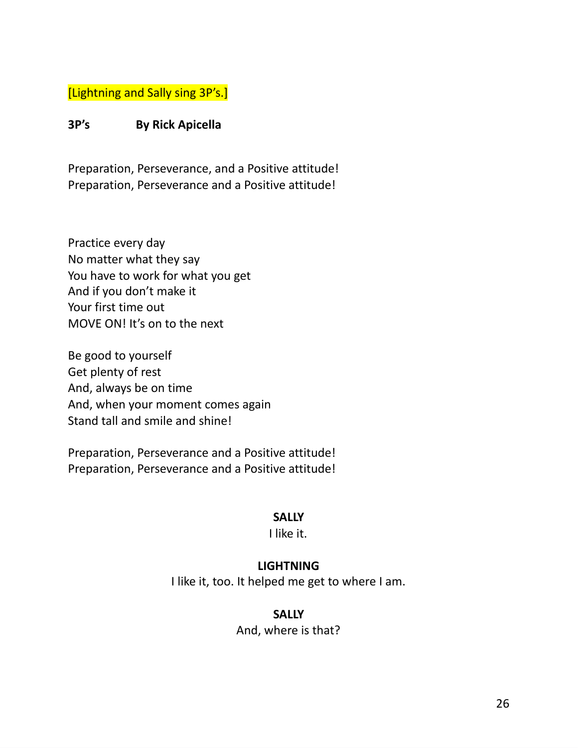[Lightning and Sally sing 3P's.]

**3P's        By Rick Apicella**

Preparation, Perseverance, and a Positive attitude!
Preparation, Perseverance and a Positive attitude!

Practice every day
No matter what they say
You have to work for what you get
And if you don't make it
Your first time out
MOVE ON! It's on to the next

Be good to yourself
Get plenty of rest
And, always be on time
And, when your moment comes again
Stand tall and smile and shine!

Preparation, Perseverance and a Positive attitude!
Preparation, Perseverance and a Positive attitude!

**SALLY**
I like it.

**LIGHTNING**
I like it, too. It helped me get to where I am.

**SALLY**
And, where is that?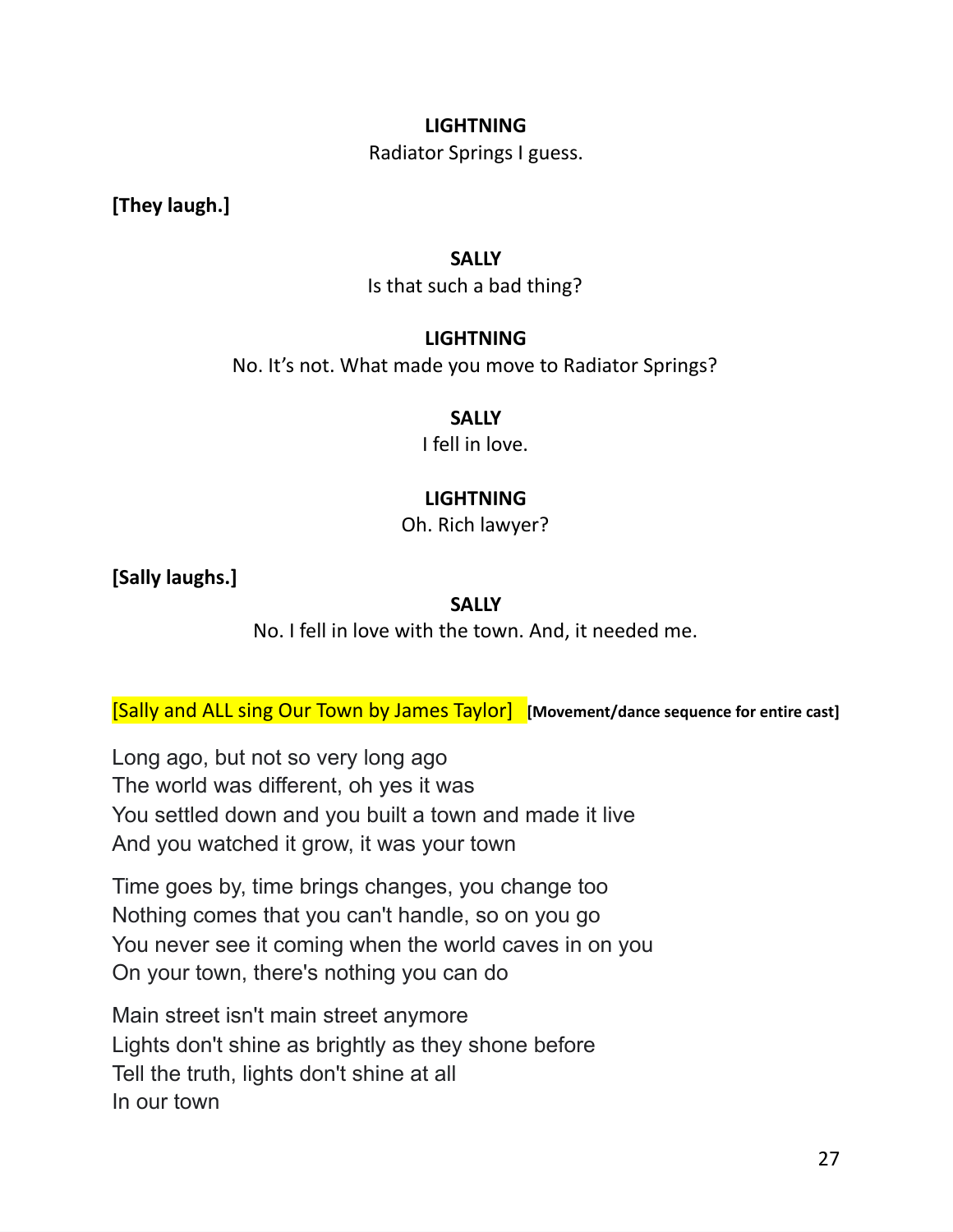**LIGHTNING**
Radiator Springs I guess.

**[They laugh.]**

**SALLY**
Is that such a bad thing?

**LIGHTNING**
No. It's not. What made you move to Radiator Springs?

**SALLY**
I fell in love.

**LIGHTNING**
Oh. Rich lawyer?

**[Sally laughs.]**

**SALLY**
No. I fell in love with the town. And, it needed me.

[Sally and ALL sing Our Town by James Taylor] **[Movement/dance sequence for entire cast]**

Long ago, but not so very long ago
The world was different, oh yes it was
You settled down and you built a town and made it live
And you watched it grow, it was your town

Time goes by, time brings changes, you change too
Nothing comes that you can't handle, so on you go
You never see it coming when the world caves in on you
On your town, there's nothing you can do

Main street isn't main street anymore
Lights don't shine as brightly as they shone before
Tell the truth, lights don't shine at all
In our town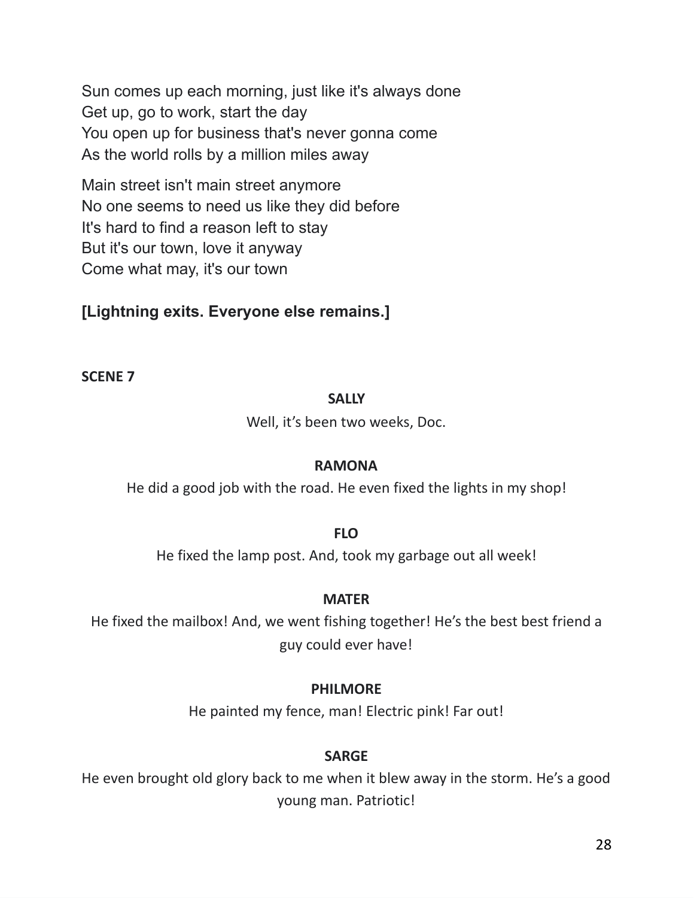Sun comes up each morning, just like it's always done
Get up, go to work, start the day
You open up for business that's never gonna come
As the world rolls by a million miles away

Main street isn't main street anymore
No one seems to need us like they did before
It's hard to find a reason left to stay
But it's our town, love it anyway
Come what may, it's our town

**[Lightning exits. Everyone else remains.]**

**SCENE 7**

**SALLY**

Well, it's been two weeks, Doc.

**RAMONA**

He did a good job with the road. He even fixed the lights in my shop!

**FLO**

He fixed the lamp post. And, took my garbage out all week!

**MATER**

He fixed the mailbox! And, we went fishing together! He's the best best friend a guy could ever have!

**PHILMORE**

He painted my fence, man! Electric pink! Far out!

**SARGE**

He even brought old glory back to me when it blew away in the storm. He's a good young man. Patriotic!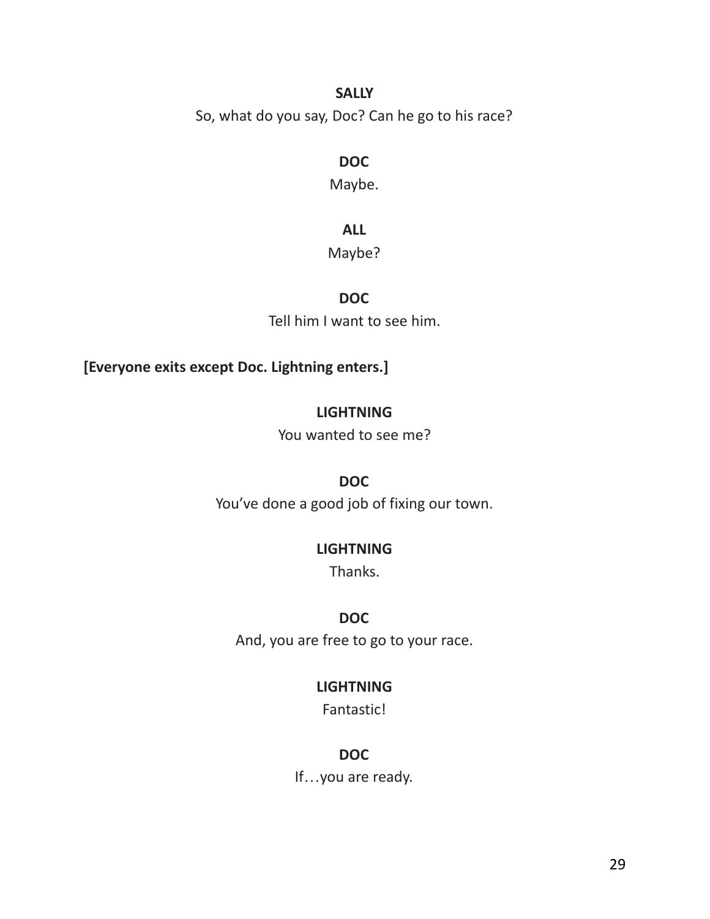**SALLY**

So, what do you say, Doc? Can he go to his race?

**DOC**

Maybe.

**ALL**

Maybe?

**DOC**

Tell him I want to see him.

**[Everyone exits except Doc. Lightning enters.]**

**LIGHTNING**

You wanted to see me?

**DOC**

You've done a good job of fixing our town.

**LIGHTNING**

Thanks.

**DOC**

And, you are free to go to your race.

**LIGHTNING**

Fantastic!

**DOC**

If…you are ready.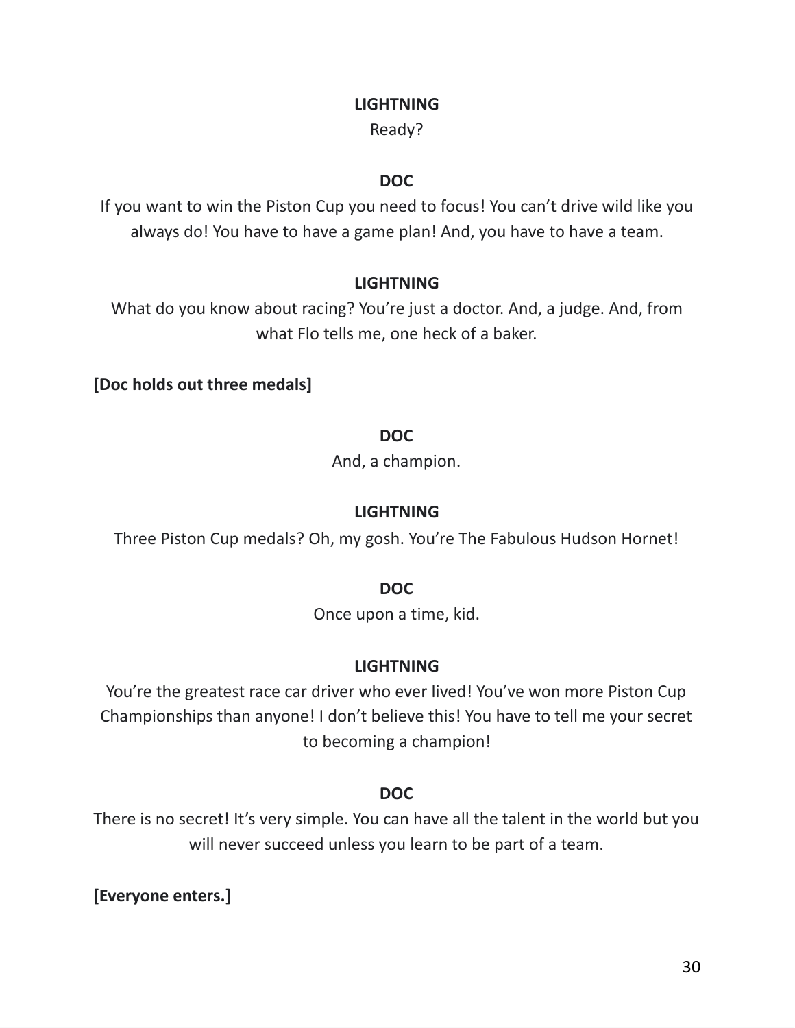**LIGHTNING**

Ready?

**DOC**

If you want to win the Piston Cup you need to focus! You can't drive wild like you always do! You have to have a game plan! And, you have to have a team.

**LIGHTNING**

What do you know about racing? You're just a doctor. And, a judge. And, from what Flo tells me, one heck of a baker.

**[Doc holds out three medals]**

**DOC**

And, a champion.

**LIGHTNING**

Three Piston Cup medals? Oh, my gosh. You're The Fabulous Hudson Hornet!

**DOC**

Once upon a time, kid.

**LIGHTNING**

You're the greatest race car driver who ever lived! You've won more Piston Cup Championships than anyone! I don't believe this! You have to tell me your secret to becoming a champion!

**DOC**

There is no secret! It's very simple. You can have all the talent in the world but you will never succeed unless you learn to be part of a team.

**[Everyone enters.]**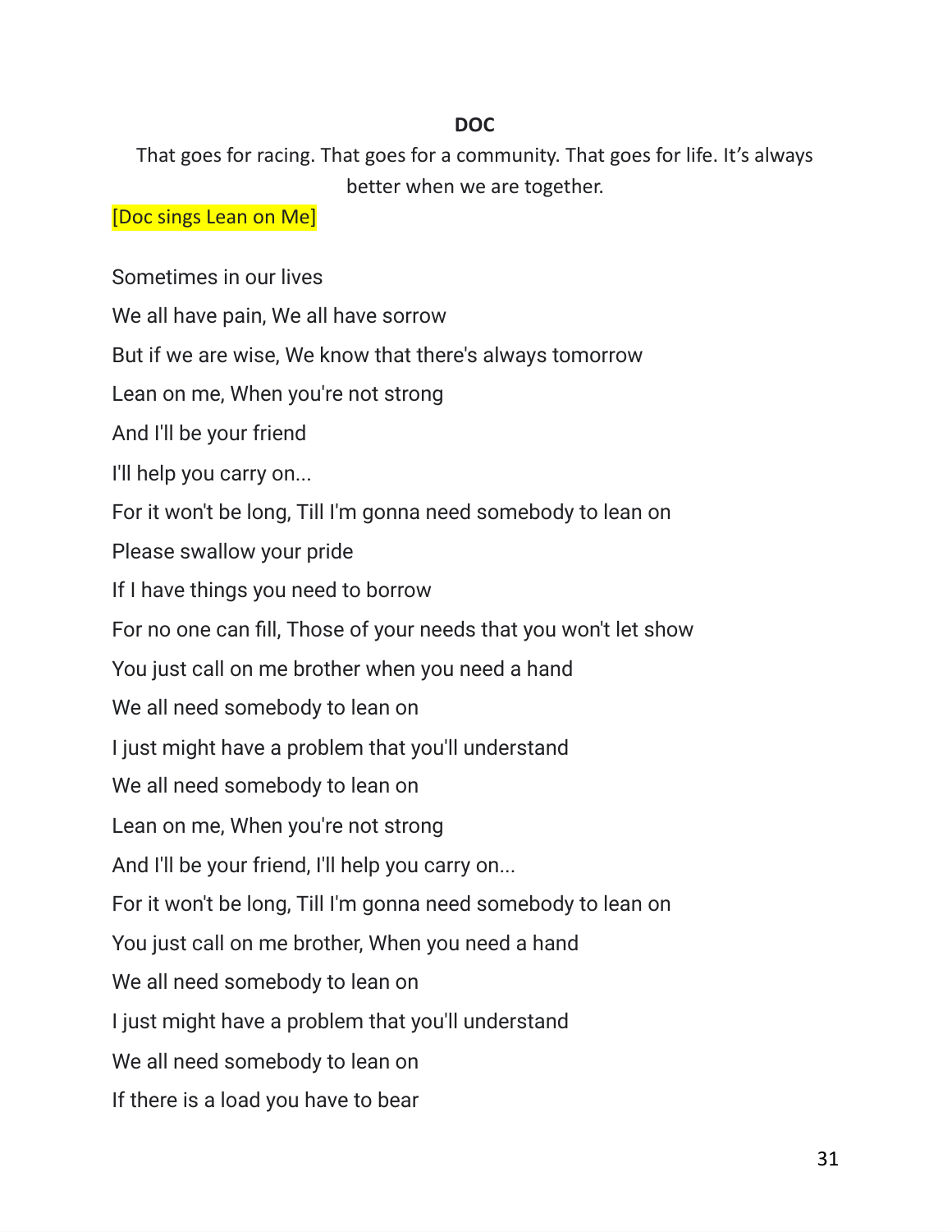**DOC**

That goes for racing. That goes for a community. That goes for life. It's always better when we are together.

[Doc sings Lean on Me]

Sometimes in our lives

We all have pain, We all have sorrow

But if we are wise, We know that there's always tomorrow

Lean on me, When you're not strong

And I'll be your friend

I'll help you carry on...

For it won't be long, Till I'm gonna need somebody to lean on

Please swallow your pride

If I have things you need to borrow

For no one can fill, Those of your needs that you won't let show

You just call on me brother when you need a hand

We all need somebody to lean on

I just might have a problem that you'll understand

We all need somebody to lean on

Lean on me, When you're not strong

And I'll be your friend, I'll help you carry on...

For it won't be long, Till I'm gonna need somebody to lean on

You just call on me brother, When you need a hand

We all need somebody to lean on

I just might have a problem that you'll understand

We all need somebody to lean on

If there is a load you have to bear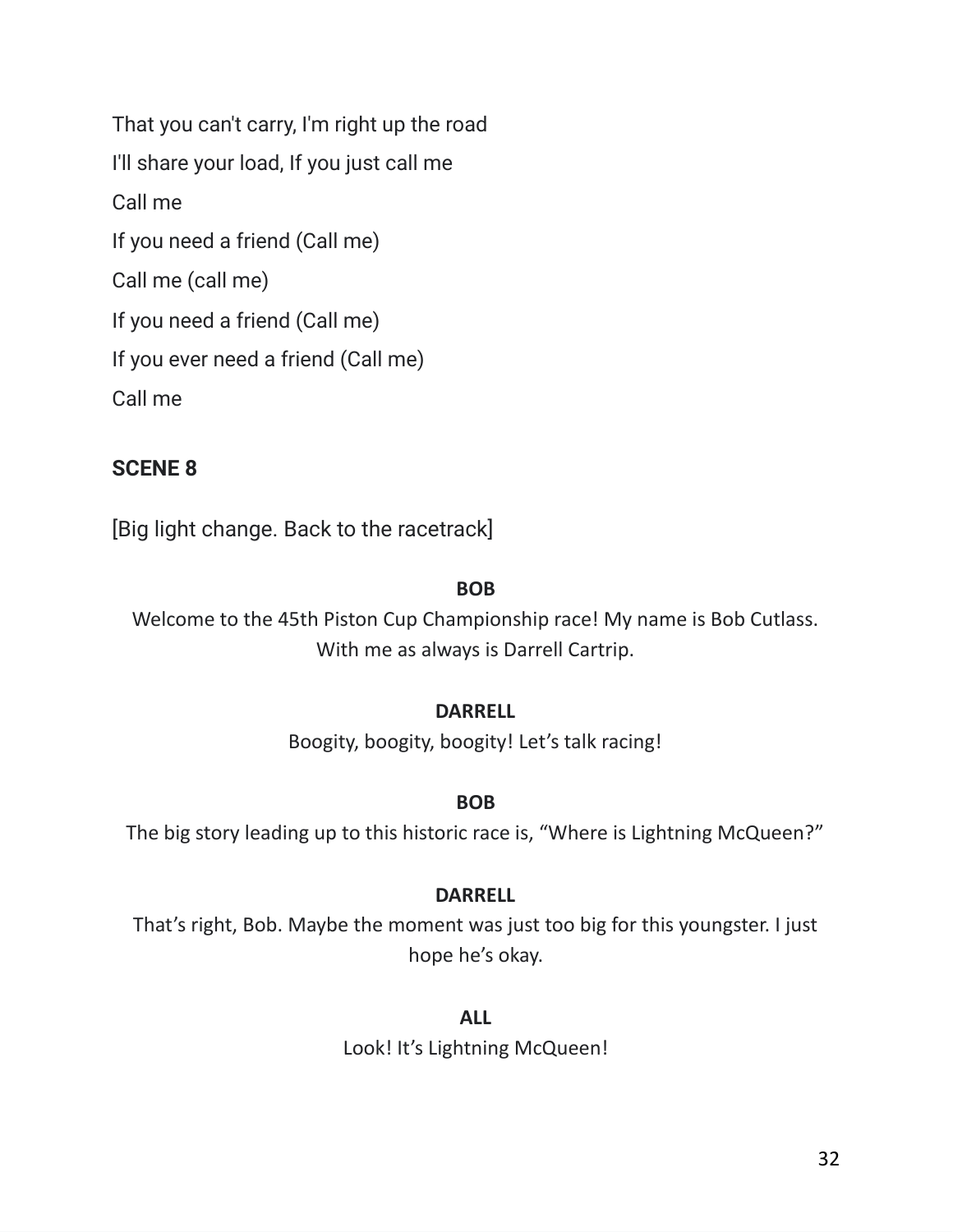That you can't carry, I'm right up the road

I'll share your load, If you just call me

Call me

If you need a friend (Call me)

Call me (call me)

If you need a friend (Call me)

If you ever need a friend (Call me)

Call me

### SCENE 8

[Big light change. Back to the racetrack]

**BOB**

Welcome to the 45th Piston Cup Championship race! My name is Bob Cutlass. With me as always is Darrell Cartrip.

**DARRELL**

Boogity, boogity, boogity! Let's talk racing!

**BOB**

The big story leading up to this historic race is, "Where is Lightning McQueen?"

**DARRELL**

That's right, Bob. Maybe the moment was just too big for this youngster. I just hope he's okay.

**ALL**

Look! It's Lightning McQueen!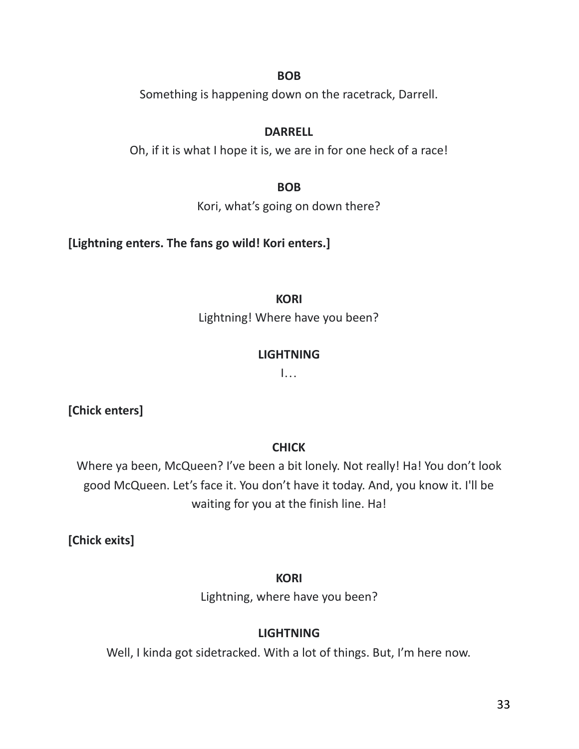**BOB**

Something is happening down on the racetrack, Darrell.

**DARRELL**

Oh, if it is what I hope it is, we are in for one heck of a race!

**BOB**

Kori, what's going on down there?

**[Lightning enters. The fans go wild! Kori enters.]**

**KORI**

Lightning! Where have you been?

**LIGHTNING**

I…

**[Chick enters]**

**CHICK**

Where ya been, McQueen? I've been a bit lonely. Not really! Ha! You don't look good McQueen. Let's face it. You don't have it today. And, you know it. I'll be waiting for you at the finish line. Ha!

**[Chick exits]**

**KORI**

Lightning, where have you been?

**LIGHTNING**

Well, I kinda got sidetracked. With a lot of things. But, I'm here now.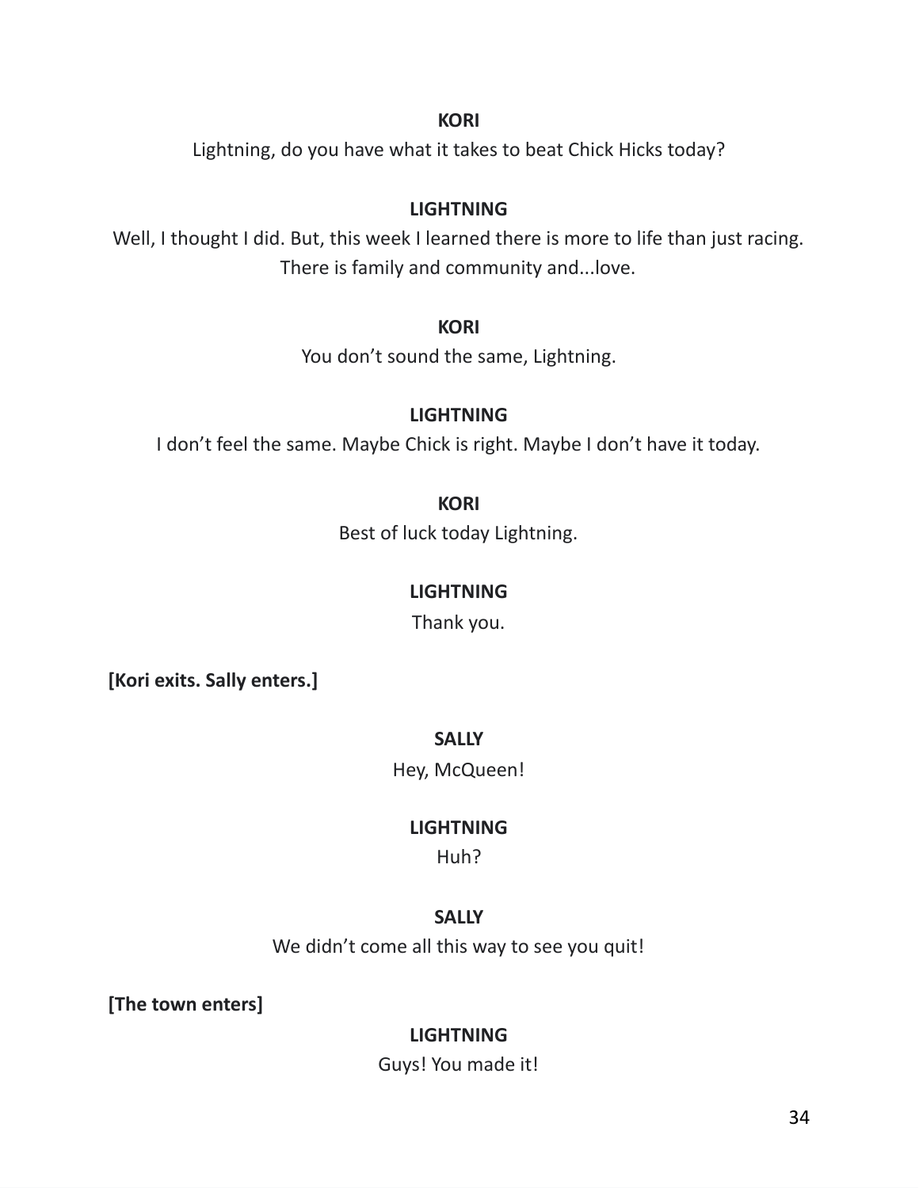**KORI**

Lightning, do you have what it takes to beat Chick Hicks today?

**LIGHTNING**

Well, I thought I did. But, this week I learned there is more to life than just racing. There is family and community and...love.

**KORI**

You don't sound the same, Lightning.

**LIGHTNING**

I don't feel the same. Maybe Chick is right. Maybe I don't have it today.

**KORI**

Best of luck today Lightning.

**LIGHTNING**

Thank you.

**[Kori exits. Sally enters.]**

**SALLY**

Hey, McQueen!

**LIGHTNING**

Huh?

**SALLY**

We didn't come all this way to see you quit!

**[The town enters]**

**LIGHTNING**

Guys! You made it!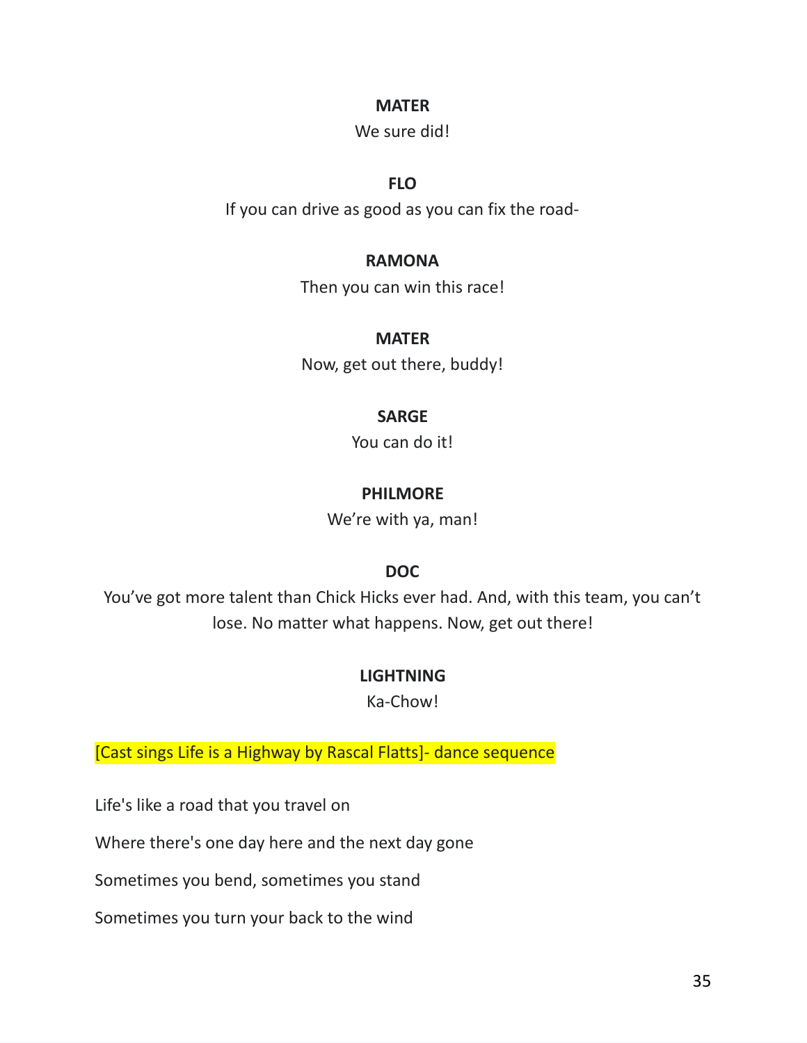**MATER**

We sure did!

**FLO**

If you can drive as good as you can fix the road-

**RAMONA**

Then you can win this race!

**MATER**

Now, get out there, buddy!

**SARGE**

You can do it!

**PHILMORE**

We're with ya, man!

**DOC**

You've got more talent than Chick Hicks ever had. And, with this team, you can't lose. No matter what happens. Now, get out there!

**LIGHTNING**

Ka-Chow!

[Cast sings Life is a Highway by Rascal Flatts]- dance sequence

Life's like a road that you travel on

Where there's one day here and the next day gone

Sometimes you bend, sometimes you stand

Sometimes you turn your back to the wind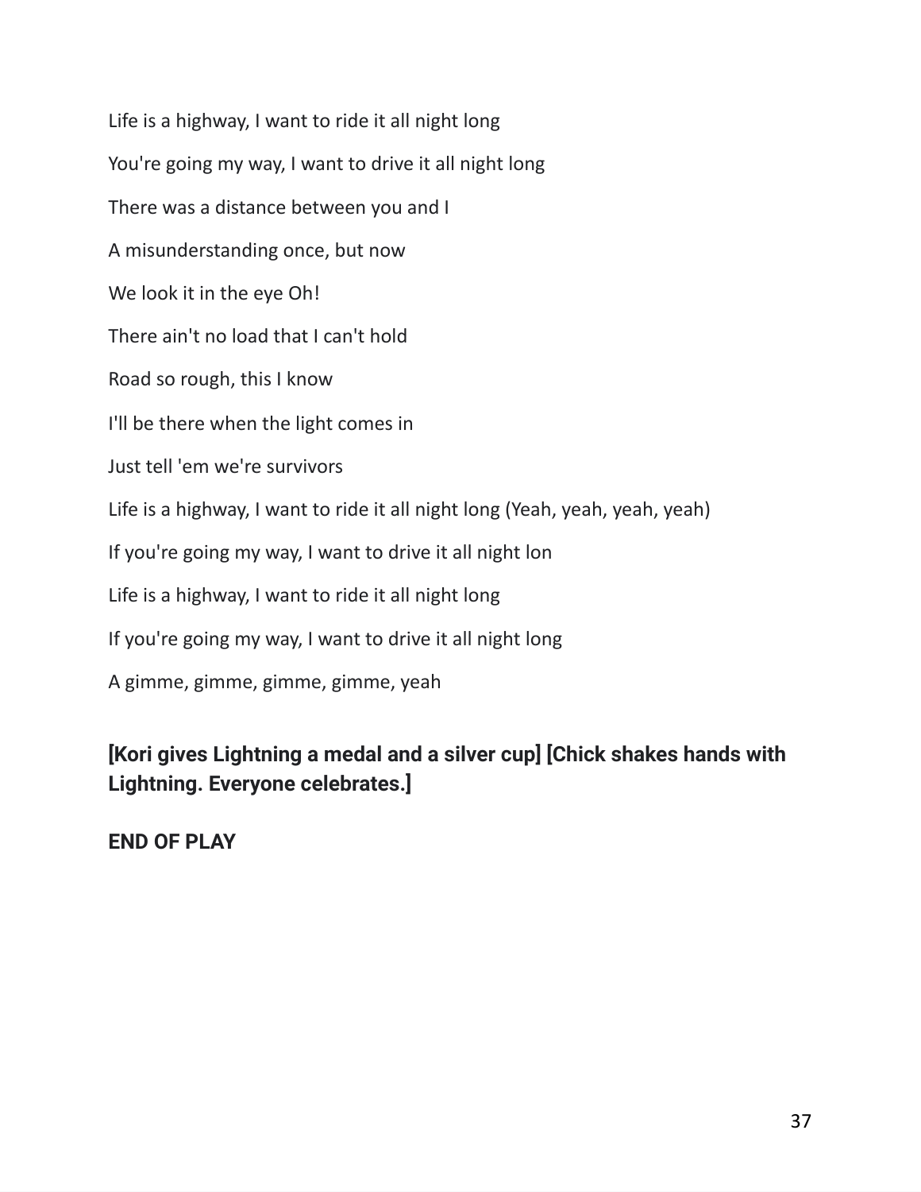Life is a highway, I want to ride it all night long

You're going my way, I want to drive it all night long

There was a distance between you and I

A misunderstanding once, but now

We look it in the eye Oh!

There ain't no load that I can't hold

Road so rough, this I know

I'll be there when the light comes in

Just tell 'em we're survivors

Life is a highway, I want to ride it all night long (Yeah, yeah, yeah, yeah)

If you're going my way, I want to drive it all night lon

Life is a highway, I want to ride it all night long

If you're going my way, I want to drive it all night long

A gimme, gimme, gimme, gimme, yeah

**[Kori gives Lightning a medal and a silver cup] [Chick shakes hands with Lightning. Everyone celebrates.]**

**END OF PLAY**